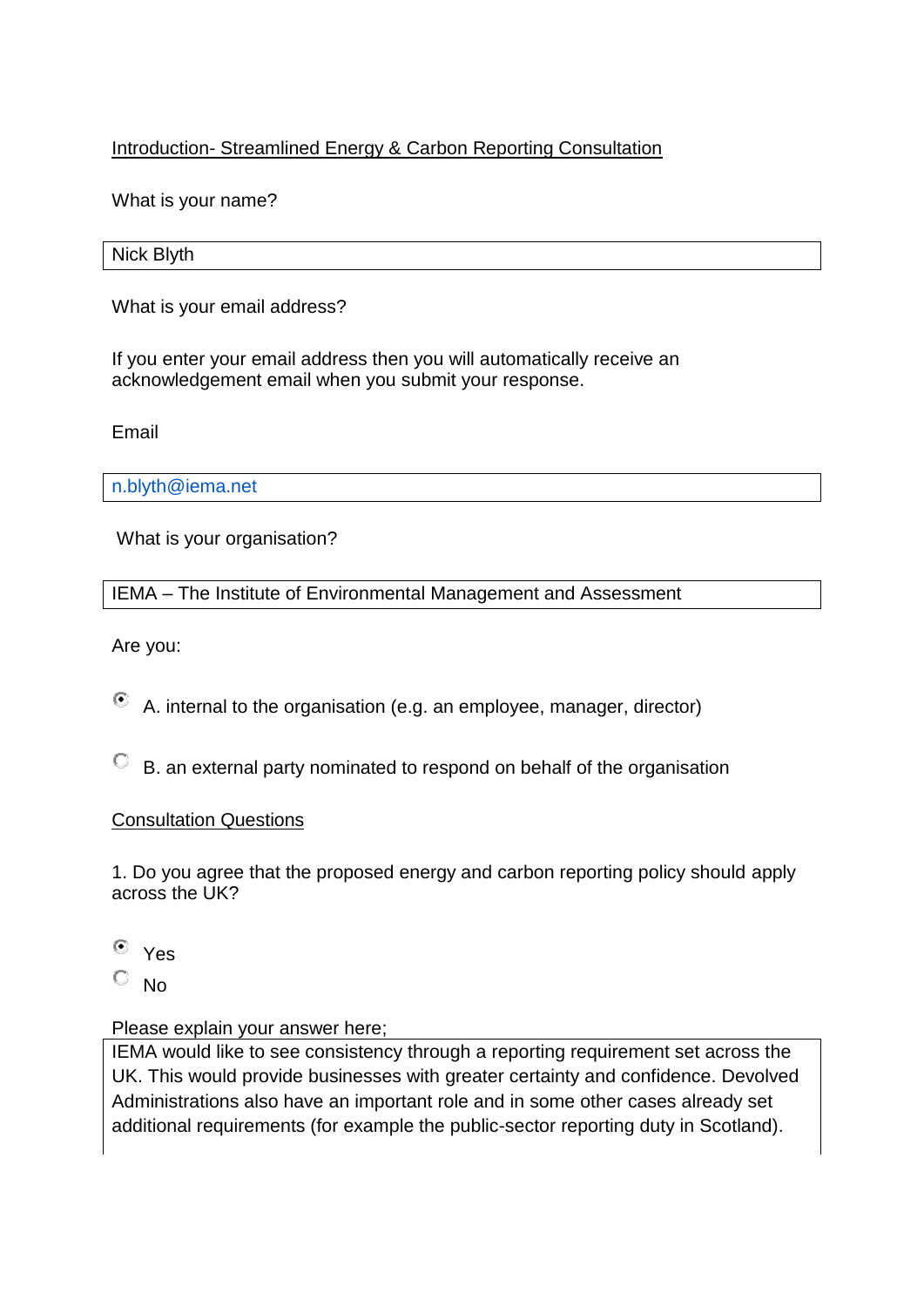Introduction- Streamlined Energy & Carbon Reporting Consultation

What is your name?

| Nick Blyth |
|---|

What is your email address?

If you enter your email address then you will automatically receive an acknowledgement email when you submit your response.

Email

| n.blyth@iema.net |
|---|

What is your organisation?

| IEMA – The Institute of Environmental Management and Assessment |
|---|

Are you:

- (x) A. internal to the organisation (e.g. an employee, manager, director)
- ( ) B. an external party nominated to respond on behalf of the organisation

Consultation Questions

1. Do you agree that the proposed energy and carbon reporting policy should apply across the UK?

- (x) Yes
- ( ) No

Please explain your answer here;

| IEMA would like to see consistency through a reporting requirement set across the UK. This would provide businesses with greater certainty and confidence. Devolved Administrations also have an important role and in some other cases already set additional requirements (for example the public-sector reporting duty in Scotland). |
|---|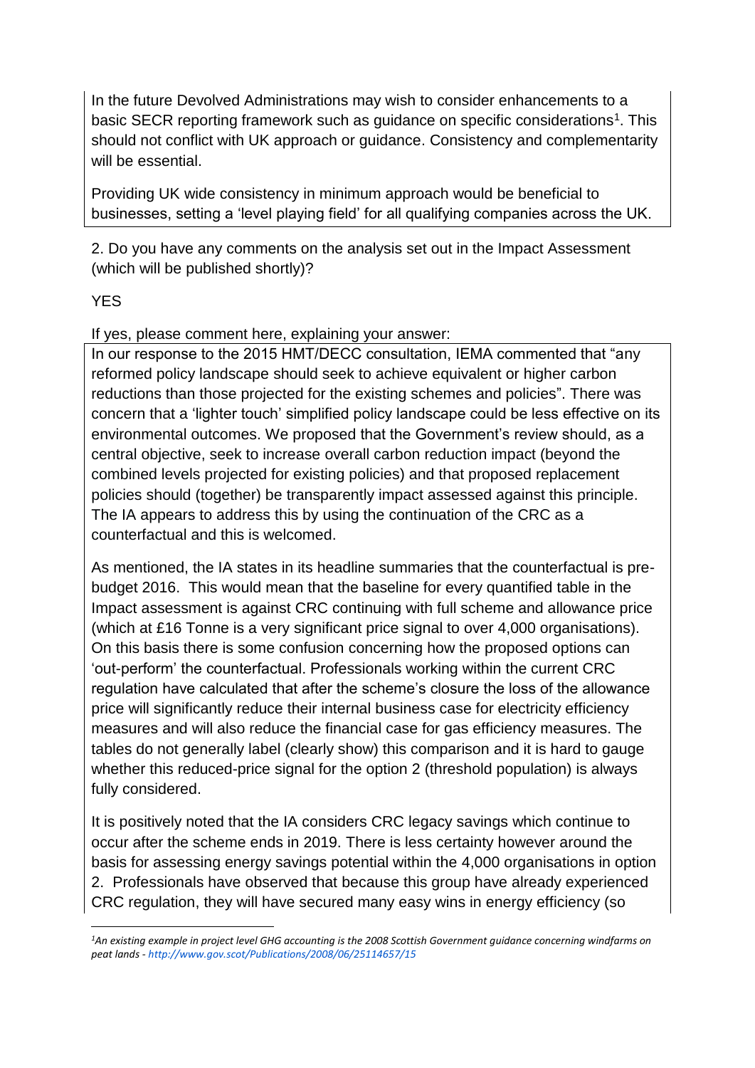In the future Devolved Administrations may wish to consider enhancements to a basic SECR reporting framework such as guidance on specific considerations[1]. This should not conflict with UK approach or guidance. Consistency and complementarity will be essential.

Providing UK wide consistency in minimum approach would be beneficial to businesses, setting a 'level playing field' for all qualifying companies across the UK.

2. Do you have any comments on the analysis set out in the Impact Assessment (which will be published shortly)?

YES

If yes, please comment here, explaining your answer:

In our response to the 2015 HMT/DECC consultation, IEMA commented that "any reformed policy landscape should seek to achieve equivalent or higher carbon reductions than those projected for the existing schemes and policies". There was concern that a 'lighter touch' simplified policy landscape could be less effective on its environmental outcomes. We proposed that the Government's review should, as a central objective, seek to increase overall carbon reduction impact (beyond the combined levels projected for existing policies) and that proposed replacement policies should (together) be transparently impact assessed against this principle. The IA appears to address this by using the continuation of the CRC as a counterfactual and this is welcomed.

As mentioned, the IA states in its headline summaries that the counterfactual is pre-budget 2016. This would mean that the baseline for every quantified table in the Impact assessment is against CRC continuing with full scheme and allowance price (which at £16 Tonne is a very significant price signal to over 4,000 organisations). On this basis there is some confusion concerning how the proposed options can 'out-perform' the counterfactual. Professionals working within the current CRC regulation have calculated that after the scheme's closure the loss of the allowance price will significantly reduce their internal business case for electricity efficiency measures and will also reduce the financial case for gas efficiency measures. The tables do not generally label (clearly show) this comparison and it is hard to gauge whether this reduced-price signal for the option 2 (threshold population) is always fully considered.

It is positively noted that the IA considers CRC legacy savings which continue to occur after the scheme ends in 2019. There is less certainty however around the basis for assessing energy savings potential within the 4,000 organisations in option 2. Professionals have observed that because this group have already experienced CRC regulation, they will have secured many easy wins in energy efficiency (so

---

[1] *An existing example in project level GHG accounting is the 2008 Scottish Government guidance concerning windfarms on peat lands - http://www.gov.scot/Publications/2008/06/25114657/15*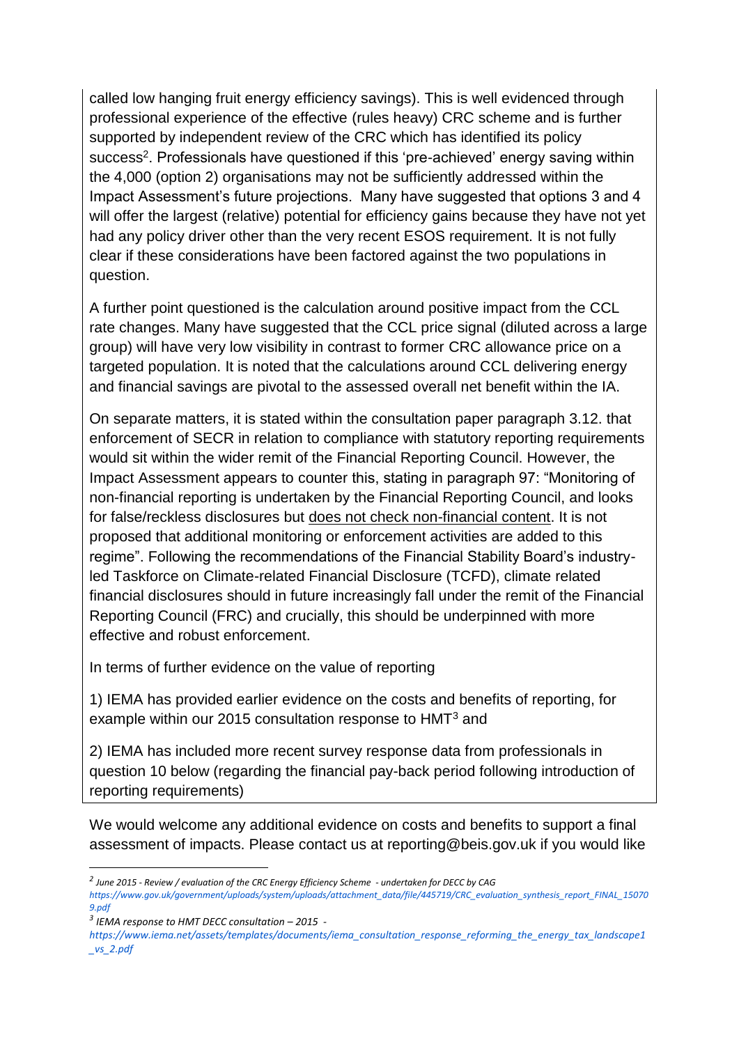called low hanging fruit energy efficiency savings). This is well evidenced through professional experience of the effective (rules heavy) CRC scheme and is further supported by independent review of the CRC which has identified its policy success[2]. Professionals have questioned if this 'pre-achieved' energy saving within the 4,000 (option 2) organisations may not be sufficiently addressed within the Impact Assessment's future projections. Many have suggested that options 3 and 4 will offer the largest (relative) potential for efficiency gains because they have not yet had any policy driver other than the very recent ESOS requirement. It is not fully clear if these considerations have been factored against the two populations in question.

A further point questioned is the calculation around positive impact from the CCL rate changes. Many have suggested that the CCL price signal (diluted across a large group) will have very low visibility in contrast to former CRC allowance price on a targeted population. It is noted that the calculations around CCL delivering energy and financial savings are pivotal to the assessed overall net benefit within the IA.

On separate matters, it is stated within the consultation paper paragraph 3.12. that enforcement of SECR in relation to compliance with statutory reporting requirements would sit within the wider remit of the Financial Reporting Council. However, the Impact Assessment appears to counter this, stating in paragraph 97: "Monitoring of non-financial reporting is undertaken by the Financial Reporting Council, and looks for false/reckless disclosures but <u>does not check non-financial content</u>. It is not proposed that additional monitoring or enforcement activities are added to this regime". Following the recommendations of the Financial Stability Board's industry-led Taskforce on Climate-related Financial Disclosure (TCFD), climate related financial disclosures should in future increasingly fall under the remit of the Financial Reporting Council (FRC) and crucially, this should be underpinned with more effective and robust enforcement.

In terms of further evidence on the value of reporting

1) IEMA has provided earlier evidence on the costs and benefits of reporting, for example within our 2015 consultation response to HMT[3] and

2) IEMA has included more recent survey response data from professionals in question 10 below (regarding the financial pay-back period following introduction of reporting requirements)

We would welcome any additional evidence on costs and benefits to support a final assessment of impacts. Please contact us at reporting@beis.gov.uk if you would like

---

[2] *June 2015 - Review / evaluation of the CRC Energy Efficiency Scheme - undertaken for DECC by CAG*
*https://www.gov.uk/government/uploads/system/uploads/attachment_data/file/445719/CRC_evaluation_synthesis_report_FINAL_150709.pdf*

[3] *IEMA response to HMT DECC consultation – 2015 -*
*https://www.iema.net/assets/templates/documents/iema_consultation_response_reforming_the_energy_tax_landscape1_vs_2.pdf*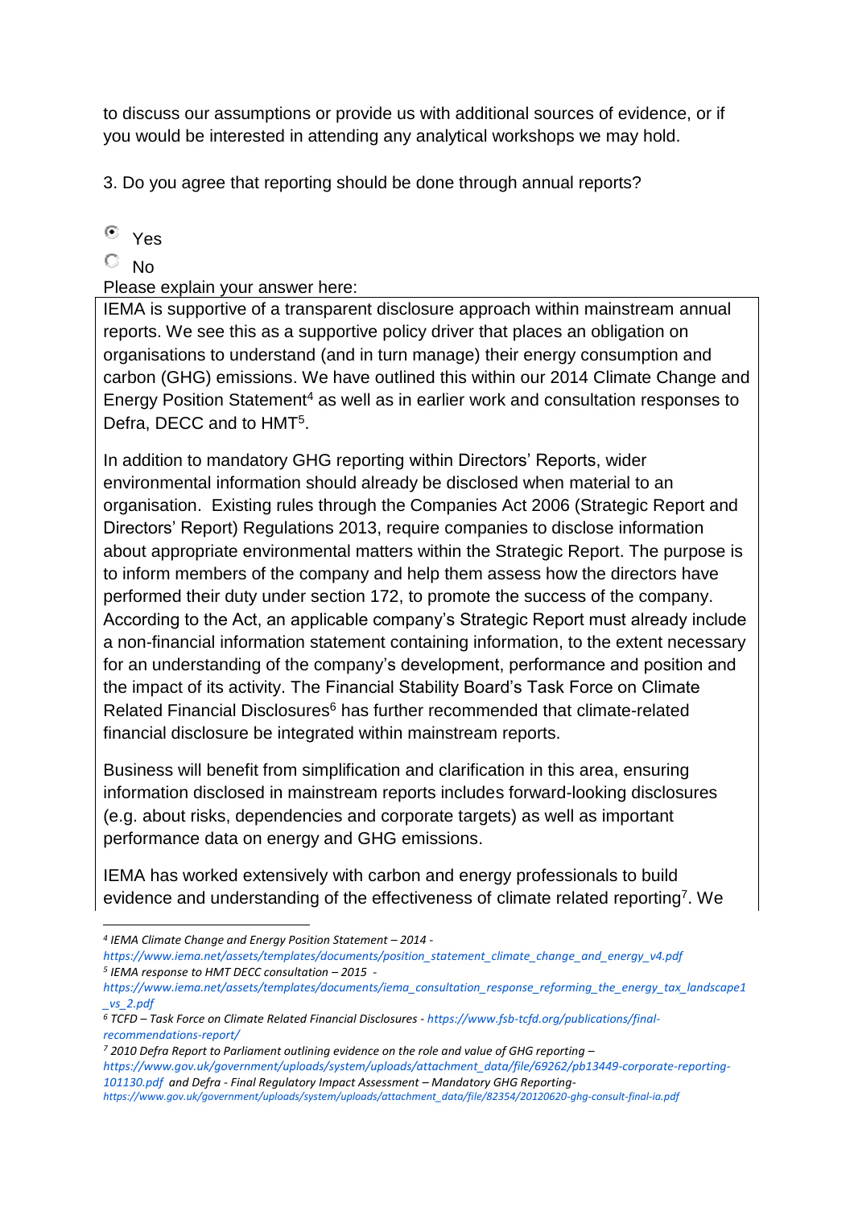to discuss our assumptions or provide us with additional sources of evidence, or if you would be interested in attending any analytical workshops we may hold.

3. Do you agree that reporting should be done through annual reports?

- [x] Yes
- [ ] No

Please explain your answer here:

IEMA is supportive of a transparent disclosure approach within mainstream annual reports. We see this as a supportive policy driver that places an obligation on organisations to understand (and in turn manage) their energy consumption and carbon (GHG) emissions. We have outlined this within our 2014 Climate Change and Energy Position Statement[4] as well as in earlier work and consultation responses to Defra, DECC and to HMT[5].

In addition to mandatory GHG reporting within Directors' Reports, wider environmental information should already be disclosed when material to an organisation. Existing rules through the Companies Act 2006 (Strategic Report and Directors' Report) Regulations 2013, require companies to disclose information about appropriate environmental matters within the Strategic Report. The purpose is to inform members of the company and help them assess how the directors have performed their duty under section 172, to promote the success of the company. According to the Act, an applicable company's Strategic Report must already include a non-financial information statement containing information, to the extent necessary for an understanding of the company's development, performance and position and the impact of its activity. The Financial Stability Board's Task Force on Climate Related Financial Disclosures[6] has further recommended that climate-related financial disclosure be integrated within mainstream reports.

Business will benefit from simplification and clarification in this area, ensuring information disclosed in mainstream reports includes forward-looking disclosures (e.g. about risks, dependencies and corporate targets) as well as important performance data on energy and GHG emissions.

IEMA has worked extensively with carbon and energy professionals to build evidence and understanding of the effectiveness of climate related reporting[7]. We

---

[4] *IEMA Climate Change and Energy Position Statement – 2014 -* *https://www.iema.net/assets/templates/documents/position_statement_climate_change_and_energy_v4.pdf*

[5] *IEMA response to HMT DECC consultation – 2015 -* *https://www.iema.net/assets/templates/documents/iema_consultation_response_reforming_the_energy_tax_landscape1_vs_2.pdf*

[6] *TCFD – Task Force on Climate Related Financial Disclosures -* *https://www.fsb-tcfd.org/publications/final-recommendations-report/*

[7] *2010 Defra Report to Parliament outlining evidence on the role and value of GHG reporting –* *https://www.gov.uk/government/uploads/system/uploads/attachment_data/file/69262/pb13449-corporate-reporting-101130.pdf* *and Defra - Final Regulatory Impact Assessment – Mandatory GHG Reporting-* *https://www.gov.uk/government/uploads/system/uploads/attachment_data/file/82354/20120620-ghg-consult-final-ia.pdf*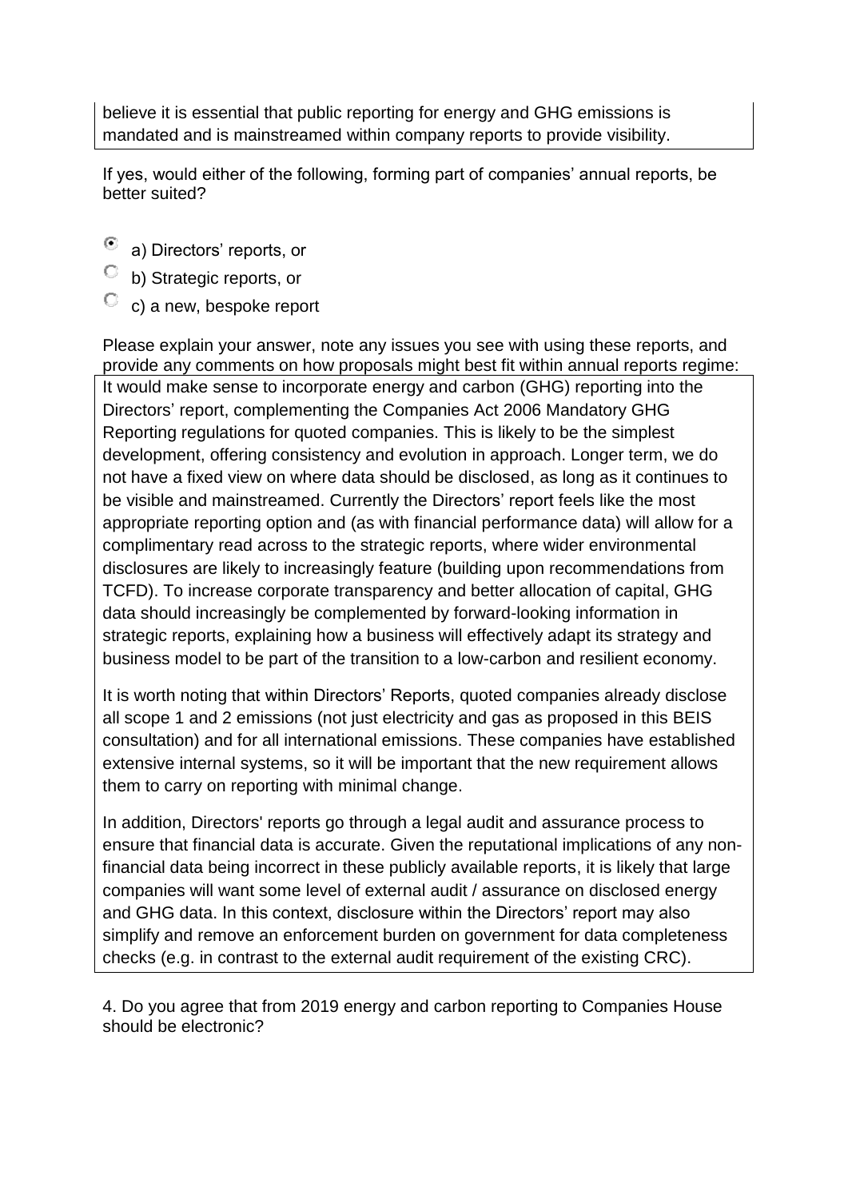believe it is essential that public reporting for energy and GHG emissions is mandated and is mainstreamed within company reports to provide visibility.

If yes, would either of the following, forming part of companies' annual reports, be better suited?

- (●) a) Directors' reports, or
- ( ) b) Strategic reports, or
- ( ) c) a new, bespoke report

Please explain your answer, note any issues you see with using these reports, and provide any comments on how proposals might best fit within annual reports regime:

It would make sense to incorporate energy and carbon (GHG) reporting into the Directors' report, complementing the Companies Act 2006 Mandatory GHG Reporting regulations for quoted companies. This is likely to be the simplest development, offering consistency and evolution in approach. Longer term, we do not have a fixed view on where data should be disclosed, as long as it continues to be visible and mainstreamed. Currently the Directors' report feels like the most appropriate reporting option and (as with financial performance data) will allow for a complimentary read across to the strategic reports, where wider environmental disclosures are likely to increasingly feature (building upon recommendations from TCFD). To increase corporate transparency and better allocation of capital, GHG data should increasingly be complemented by forward-looking information in strategic reports, explaining how a business will effectively adapt its strategy and business model to be part of the transition to a low-carbon and resilient economy.

It is worth noting that within Directors' Reports, quoted companies already disclose all scope 1 and 2 emissions (not just electricity and gas as proposed in this BEIS consultation) and for all international emissions. These companies have established extensive internal systems, so it will be important that the new requirement allows them to carry on reporting with minimal change.

In addition, Directors' reports go through a legal audit and assurance process to ensure that financial data is accurate. Given the reputational implications of any non-financial data being incorrect in these publicly available reports, it is likely that large companies will want some level of external audit / assurance on disclosed energy and GHG data. In this context, disclosure within the Directors' report may also simplify and remove an enforcement burden on government for data completeness checks (e.g. in contrast to the external audit requirement of the existing CRC).

4. Do you agree that from 2019 energy and carbon reporting to Companies House should be electronic?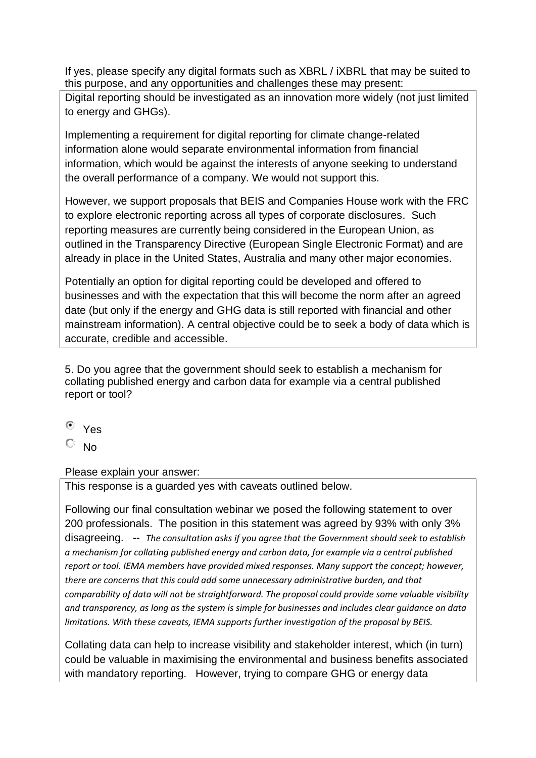If yes, please specify any digital formats such as XBRL / iXBRL that may be suited to this purpose, and any opportunities and challenges these may present:

Digital reporting should be investigated as an innovation more widely (not just limited to energy and GHGs).

Implementing a requirement for digital reporting for climate change-related information alone would separate environmental information from financial information, which would be against the interests of anyone seeking to understand the overall performance of a company. We would not support this.

However, we support proposals that BEIS and Companies House work with the FRC to explore electronic reporting across all types of corporate disclosures. Such reporting measures are currently being considered in the European Union, as outlined in the Transparency Directive (European Single Electronic Format) and are already in place in the United States, Australia and many other major economies.

Potentially an option for digital reporting could be developed and offered to businesses and with the expectation that this will become the norm after an agreed date (but only if the energy and GHG data is still reported with financial and other mainstream information). A central objective could be to seek a body of data which is accurate, credible and accessible.

5. Do you agree that the government should seek to establish a mechanism for collating published energy and carbon data for example via a central published report or tool?

- (•) Yes
- ( ) No

Please explain your answer:

This response is a guarded yes with caveats outlined below.

Following our final consultation webinar we posed the following statement to over 200 professionals. The position in this statement was agreed by 93% with only 3% disagreeing. -- *The consultation asks if you agree that the Government should seek to establish a mechanism for collating published energy and carbon data, for example via a central published report or tool. IEMA members have provided mixed responses. Many support the concept; however, there are concerns that this could add some unnecessary administrative burden, and that comparability of data will not be straightforward. The proposal could provide some valuable visibility and transparency, as long as the system is simple for businesses and includes clear guidance on data limitations. With these caveats, IEMA supports further investigation of the proposal by BEIS.*

Collating data can help to increase visibility and stakeholder interest, which (in turn) could be valuable in maximising the environmental and business benefits associated with mandatory reporting. However, trying to compare GHG or energy data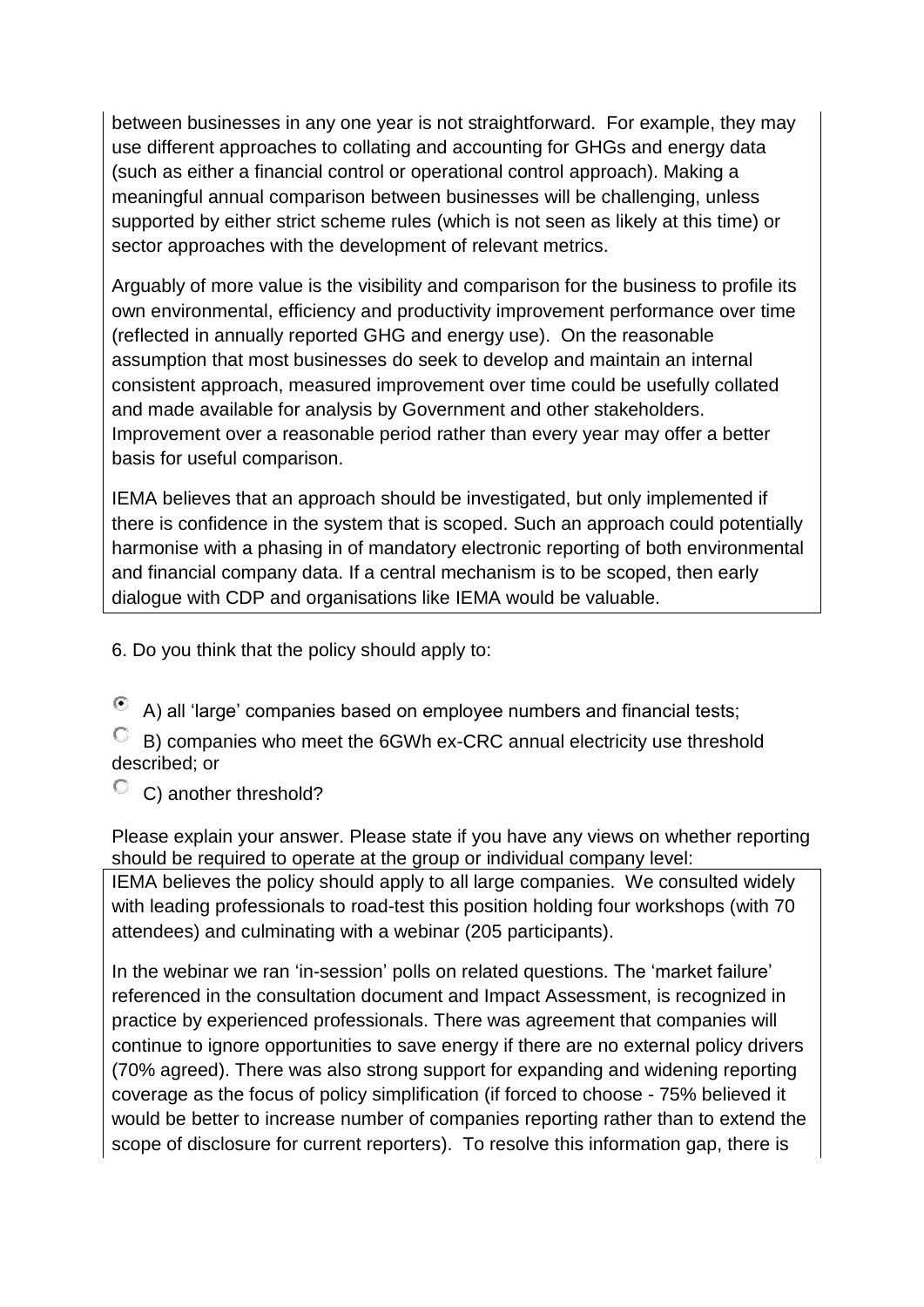between businesses in any one year is not straightforward. For example, they may use different approaches to collating and accounting for GHGs and energy data (such as either a financial control or operational control approach). Making a meaningful annual comparison between businesses will be challenging, unless supported by either strict scheme rules (which is not seen as likely at this time) or sector approaches with the development of relevant metrics.

Arguably of more value is the visibility and comparison for the business to profile its own environmental, efficiency and productivity improvement performance over time (reflected in annually reported GHG and energy use). On the reasonable assumption that most businesses do seek to develop and maintain an internal consistent approach, measured improvement over time could be usefully collated and made available for analysis by Government and other stakeholders. Improvement over a reasonable period rather than every year may offer a better basis for useful comparison.

IEMA believes that an approach should be investigated, but only implemented if there is confidence in the system that is scoped. Such an approach could potentially harmonise with a phasing in of mandatory electronic reporting of both environmental and financial company data. If a central mechanism is to be scoped, then early dialogue with CDP and organisations like IEMA would be valuable.

6. Do you think that the policy should apply to:

- (●) A) all 'large' companies based on employee numbers and financial tests;
- ( ) B) companies who meet the 6GWh ex-CRC annual electricity use threshold described; or
- ( ) C) another threshold?

Please explain your answer. Please state if you have any views on whether reporting should be required to operate at the group or individual company level:

IEMA believes the policy should apply to all large companies. We consulted widely with leading professionals to road-test this position holding four workshops (with 70 attendees) and culminating with a webinar (205 participants).

In the webinar we ran 'in-session' polls on related questions. The 'market failure' referenced in the consultation document and Impact Assessment, is recognized in practice by experienced professionals. There was agreement that companies will continue to ignore opportunities to save energy if there are no external policy drivers (70% agreed). There was also strong support for expanding and widening reporting coverage as the focus of policy simplification (if forced to choose - 75% believed it would be better to increase number of companies reporting rather than to extend the scope of disclosure for current reporters). To resolve this information gap, there is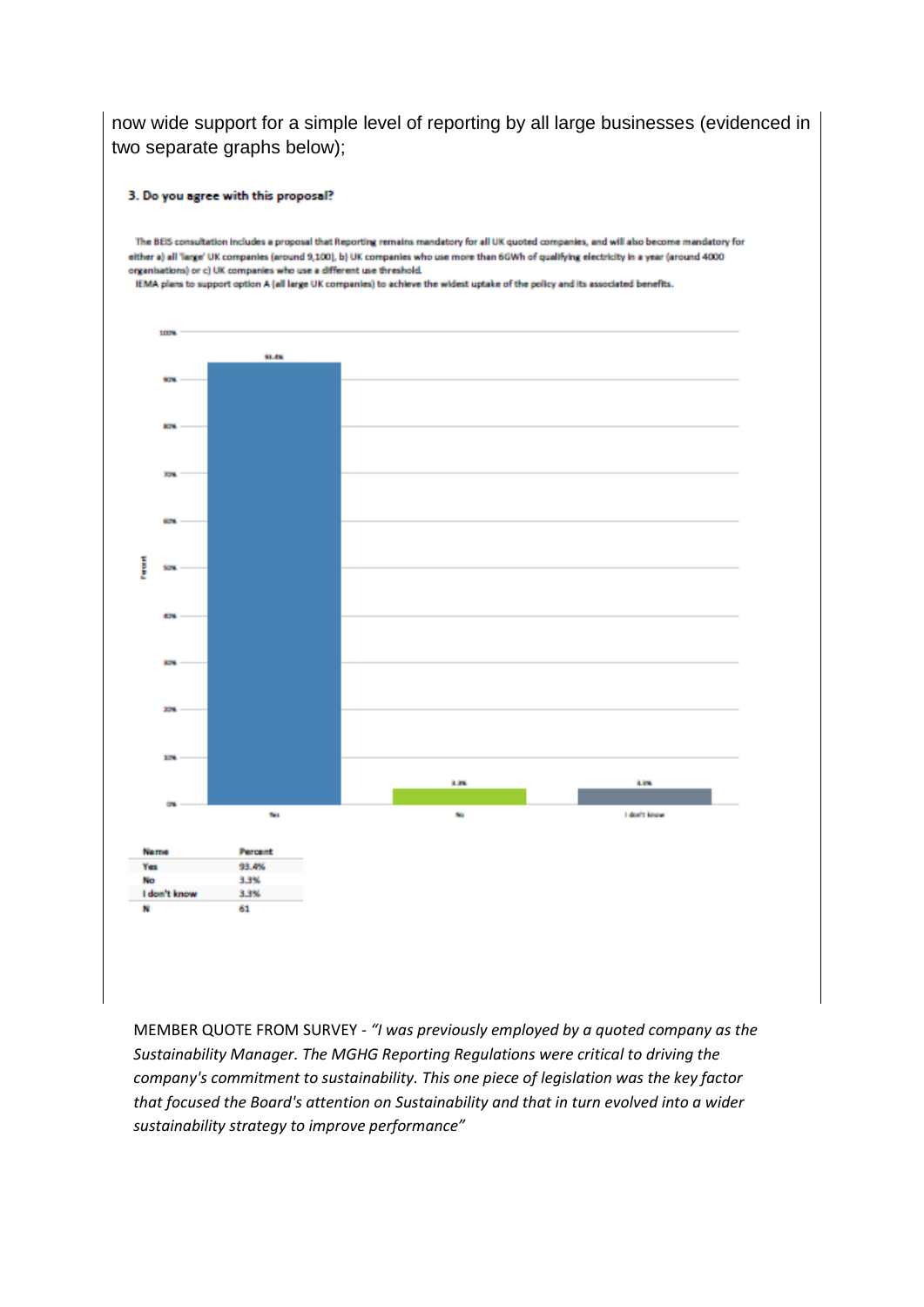now wide support for a simple level of reporting by all large businesses (evidenced in two separate graphs below);

**3. Do you agree with this proposal?**

The BEIS consultation includes a proposal that Reporting remains mandatory for all UK quoted companies, and will also become mandatory for either a) all 'large' UK companies (around 9,100), b) UK companies who use more than 6GWh of qualifying electricity in a year (around 4000 organisations) or c) UK companies who use a different use threshold.
IEMA plans to support option A (all large UK companies) to achieve the widest uptake of the policy and its associated benefits.

| Name | Percent |
|---|---|
| Yes | 93.4% |
| No | 3.3% |
| I don't know | 3.3% |
| N | 61 |

MEMBER QUOTE FROM SURVEY - *"I was previously employed by a quoted company as the Sustainability Manager. The MGHG Reporting Regulations were critical to driving the company's commitment to sustainability. This one piece of legislation was the key factor that focused the Board's attention on Sustainability and that in turn evolved into a wider sustainability strategy to improve performance"*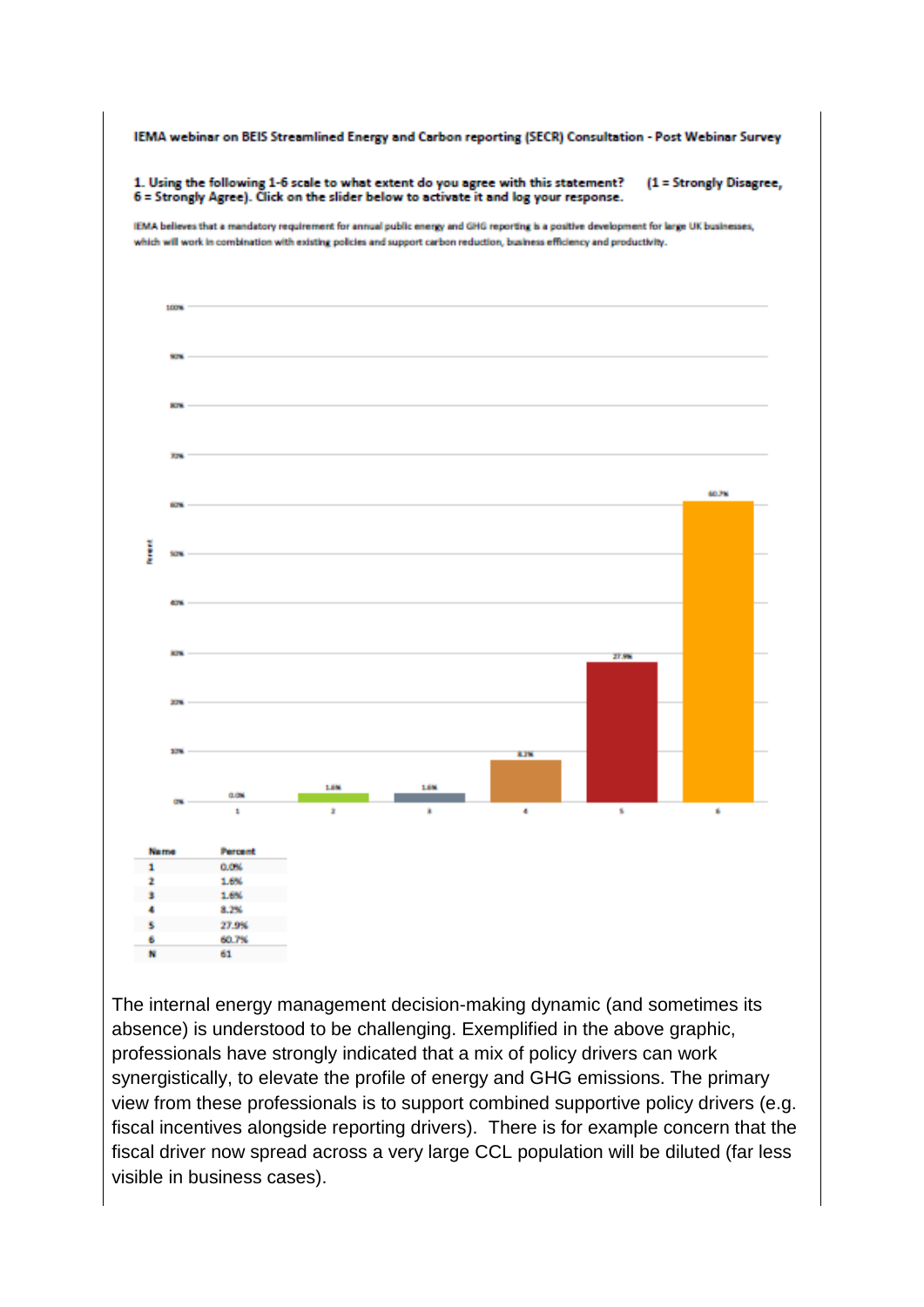**IEMA webinar on BEIS Streamlined Energy and Carbon reporting (SECR) Consultation - Post Webinar Survey**

**1. Using the following 1-6 scale to what extent do you agree with this statement? (1 = Strongly Disagree, 6 = Strongly Agree). Click on the slider below to activate it and log your response.**

IEMA believes that a mandatory requirement for annual public energy and GHG reporting is a positive development for large UK businesses, which will work in combination with existing policies and support carbon reduction, business efficiency and productivity.

| Name | Percent |
|---|---|
| 1 | 0.0% |
| 2 | 1.6% |
| 3 | 1.6% |
| 4 | 8.2% |
| 5 | 27.9% |
| 6 | 60.7% |
| N | 61 |

The internal energy management decision-making dynamic (and sometimes its absence) is understood to be challenging. Exemplified in the above graphic, professionals have strongly indicated that a mix of policy drivers can work synergistically, to elevate the profile of energy and GHG emissions. The primary view from these professionals is to support combined supportive policy drivers (e.g. fiscal incentives alongside reporting drivers). There is for example concern that the fiscal driver now spread across a very large CCL population will be diluted (far less visible in business cases).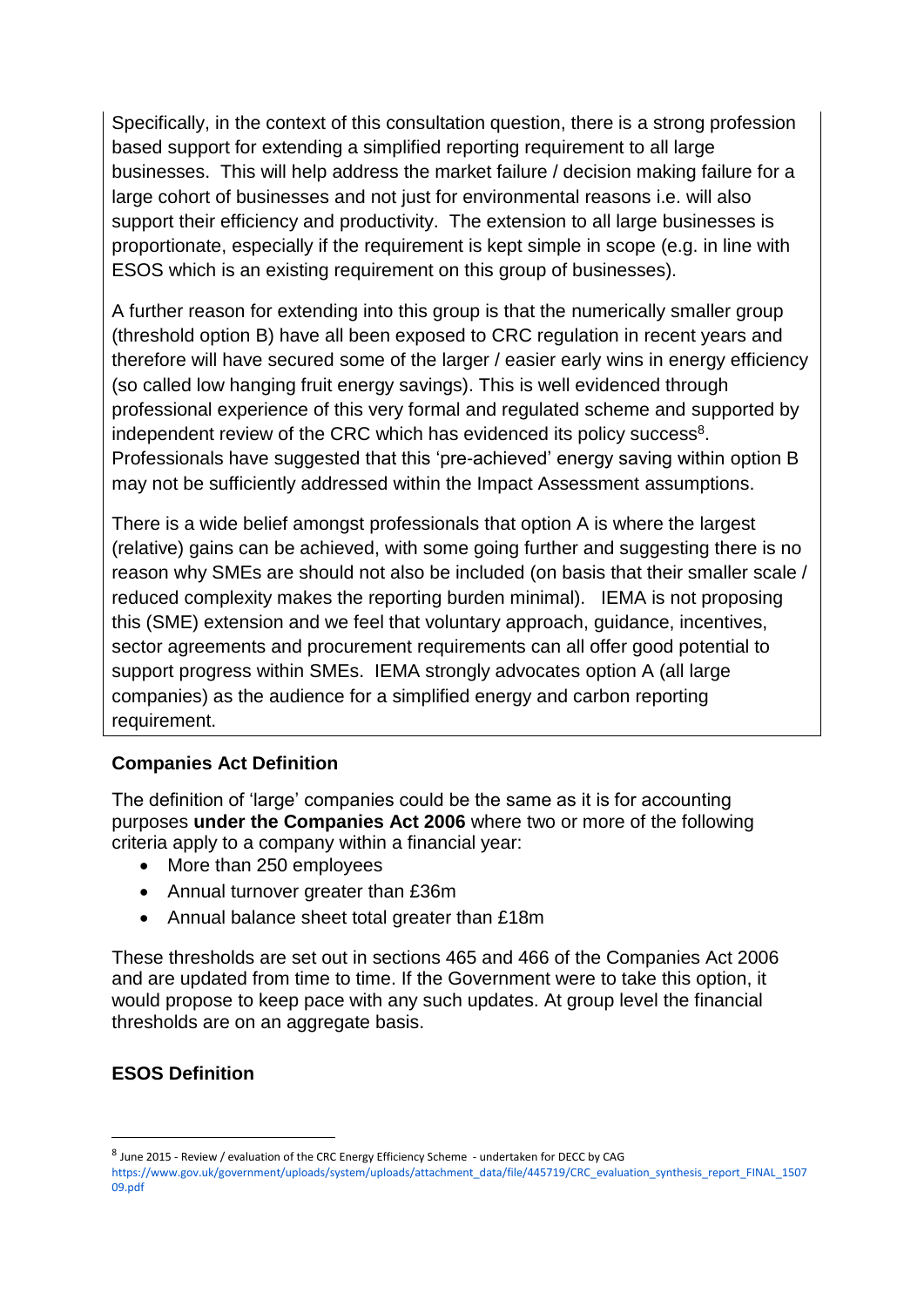Specifically, in the context of this consultation question, there is a strong profession based support for extending a simplified reporting requirement to all large businesses. This will help address the market failure / decision making failure for a large cohort of businesses and not just for environmental reasons i.e. will also support their efficiency and productivity. The extension to all large businesses is proportionate, especially if the requirement is kept simple in scope (e.g. in line with ESOS which is an existing requirement on this group of businesses).

A further reason for extending into this group is that the numerically smaller group (threshold option B) have all been exposed to CRC regulation in recent years and therefore will have secured some of the larger / easier early wins in energy efficiency (so called low hanging fruit energy savings). This is well evidenced through professional experience of this very formal and regulated scheme and supported by independent review of the CRC which has evidenced its policy success[8]. Professionals have suggested that this 'pre-achieved' energy saving within option B may not be sufficiently addressed within the Impact Assessment assumptions.

There is a wide belief amongst professionals that option A is where the largest (relative) gains can be achieved, with some going further and suggesting there is no reason why SMEs are should not also be included (on basis that their smaller scale / reduced complexity makes the reporting burden minimal). IEMA is not proposing this (SME) extension and we feel that voluntary approach, guidance, incentives, sector agreements and procurement requirements can all offer good potential to support progress within SMEs. IEMA strongly advocates option A (all large companies) as the audience for a simplified energy and carbon reporting requirement.

**Companies Act Definition**

The definition of 'large' companies could be the same as it is for accounting purposes **under the Companies Act 2006** where two or more of the following criteria apply to a company within a financial year:

- More than 250 employees
- Annual turnover greater than £36m
- Annual balance sheet total greater than £18m

These thresholds are set out in sections 465 and 466 of the Companies Act 2006 and are updated from time to time. If the Government were to take this option, it would propose to keep pace with any such updates. At group level the financial thresholds are on an aggregate basis.

**ESOS Definition**

[8] June 2015 - Review / evaluation of the CRC Energy Efficiency Scheme - undertaken for DECC by CAG https://www.gov.uk/government/uploads/system/uploads/attachment_data/file/445719/CRC_evaluation_synthesis_report_FINAL_150709.pdf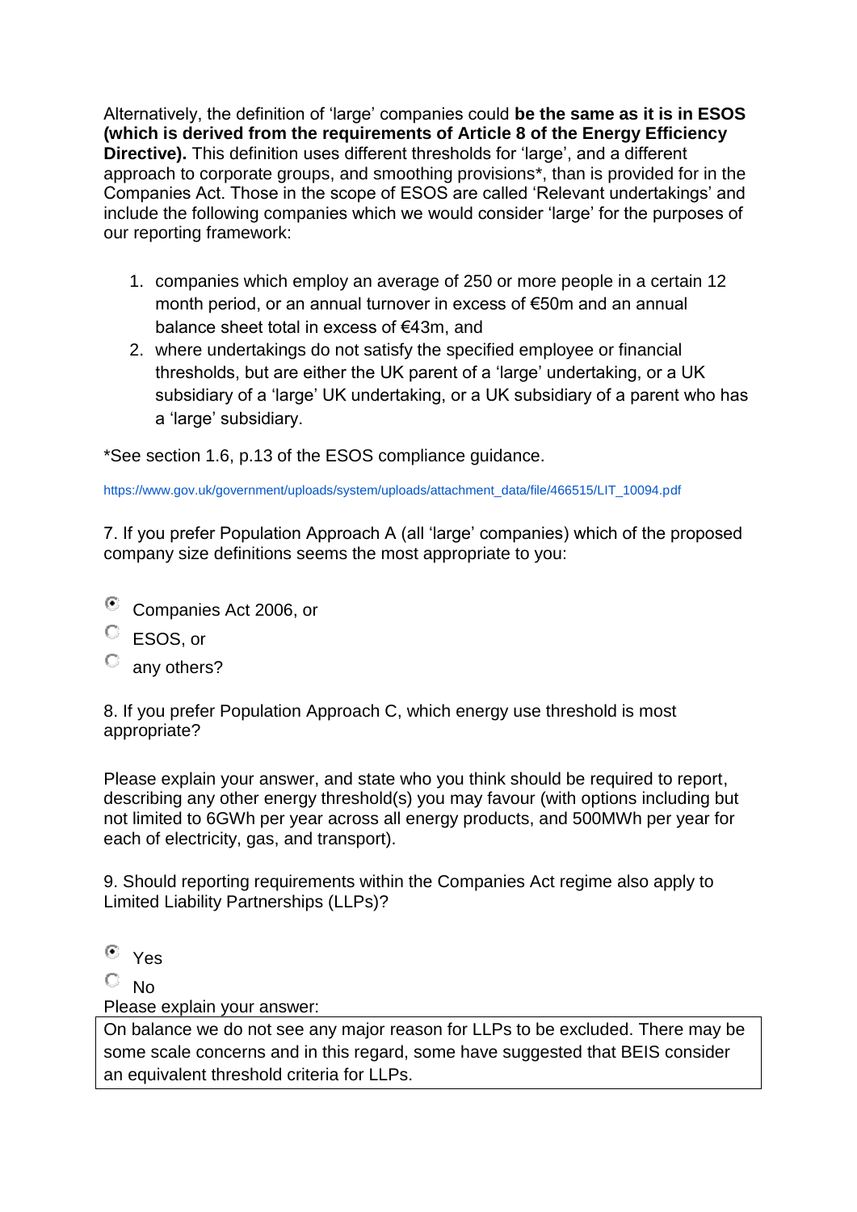Alternatively, the definition of 'large' companies could **be the same as it is in ESOS (which is derived from the requirements of Article 8 of the Energy Efficiency Directive).** This definition uses different thresholds for 'large', and a different approach to corporate groups, and smoothing provisions*, than is provided for in the Companies Act. Those in the scope of ESOS are called 'Relevant undertakings' and include the following companies which we would consider 'large' for the purposes of our reporting framework:

1. companies which employ an average of 250 or more people in a certain 12 month period, or an annual turnover in excess of €50m and an annual balance sheet total in excess of €43m, and
2. where undertakings do not satisfy the specified employee or financial thresholds, but are either the UK parent of a 'large' undertaking, or a UK subsidiary of a 'large' UK undertaking, or a UK subsidiary of a parent who has a 'large' subsidiary.

*See section 1.6, p.13 of the ESOS compliance guidance.

https://www.gov.uk/government/uploads/system/uploads/attachment_data/file/466515/LIT_10094.pdf

7. If you prefer Population Approach A (all 'large' companies) which of the proposed company size definitions seems the most appropriate to you:

- (selected) Companies Act 2006, or
- ESOS, or
- any others?

8. If you prefer Population Approach C, which energy use threshold is most appropriate?

Please explain your answer, and state who you think should be required to report, describing any other energy threshold(s) you may favour (with options including but not limited to 6GWh per year across all energy products, and 500MWh per year for each of electricity, gas, and transport).

9. Should reporting requirements within the Companies Act regime also apply to Limited Liability Partnerships (LLPs)?

- (selected) Yes
- No

Please explain your answer:

On balance we do not see any major reason for LLPs to be excluded. There may be some scale concerns and in this regard, some have suggested that BEIS consider an equivalent threshold criteria for LLPs.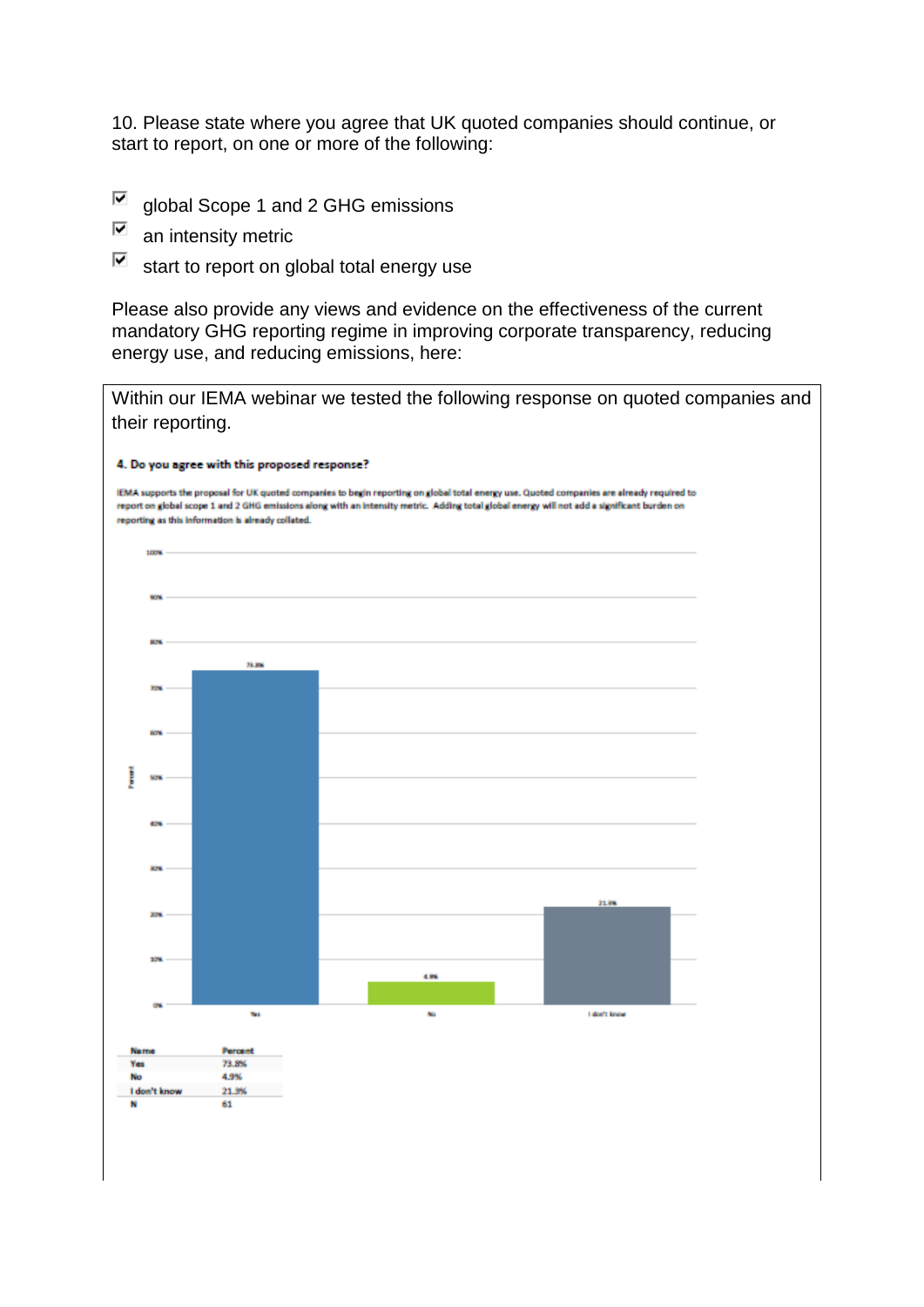10. Please state where you agree that UK quoted companies should continue, or start to report, on one or more of the following:

- [x] global Scope 1 and 2 GHG emissions
- [x] an intensity metric
- [x] start to report on global total energy use

Please also provide any views and evidence on the effectiveness of the current mandatory GHG reporting regime in improving corporate transparency, reducing energy use, and reducing emissions, here:

Within our IEMA webinar we tested the following response on quoted companies and their reporting.

**4. Do you agree with this proposed response?**

IEMA supports the proposal for UK quoted companies to begin reporting on global total energy use. Quoted companies are already required to report on global scope 1 and 2 GHG emissions along with an intensity metric. Adding total global energy will not add a significant burden on reporting as this information is already collated.

| Name | Percent |
|---|---|
| Yes | 73.8% |
| No | 4.9% |
| I don't know | 21.3% |
| N | 61 |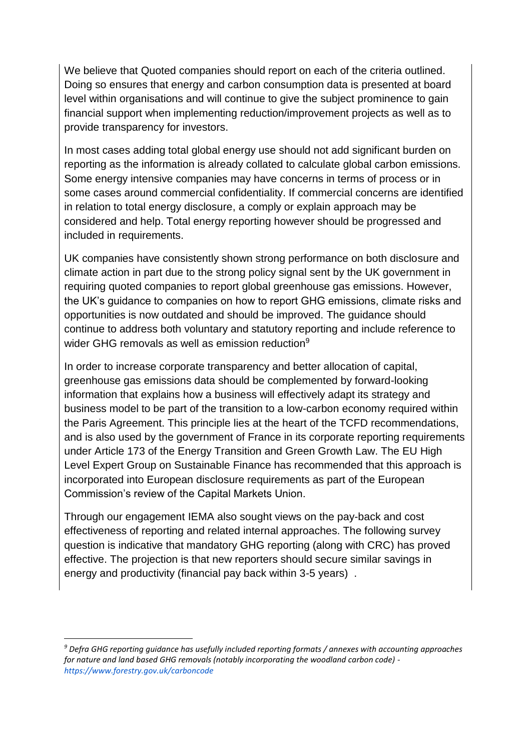We believe that Quoted companies should report on each of the criteria outlined. Doing so ensures that energy and carbon consumption data is presented at board level within organisations and will continue to give the subject prominence to gain financial support when implementing reduction/improvement projects as well as to provide transparency for investors.

In most cases adding total global energy use should not add significant burden on reporting as the information is already collated to calculate global carbon emissions. Some energy intensive companies may have concerns in terms of process or in some cases around commercial confidentiality. If commercial concerns are identified in relation to total energy disclosure, a comply or explain approach may be considered and help. Total energy reporting however should be progressed and included in requirements.

UK companies have consistently shown strong performance on both disclosure and climate action in part due to the strong policy signal sent by the UK government in requiring quoted companies to report global greenhouse gas emissions. However, the UK's guidance to companies on how to report GHG emissions, climate risks and opportunities is now outdated and should be improved. The guidance should continue to address both voluntary and statutory reporting and include reference to wider GHG removals as well as emission reduction[9]

In order to increase corporate transparency and better allocation of capital, greenhouse gas emissions data should be complemented by forward-looking information that explains how a business will effectively adapt its strategy and business model to be part of the transition to a low-carbon economy required within the Paris Agreement. This principle lies at the heart of the TCFD recommendations, and is also used by the government of France in its corporate reporting requirements under Article 173 of the Energy Transition and Green Growth Law. The EU High Level Expert Group on Sustainable Finance has recommended that this approach is incorporated into European disclosure requirements as part of the European Commission's review of the Capital Markets Union.

Through our engagement IEMA also sought views on the pay-back and cost effectiveness of reporting and related internal approaches. The following survey question is indicative that mandatory GHG reporting (along with CRC) has proved effective. The projection is that new reporters should secure similar savings in energy and productivity (financial pay back within 3-5 years) .

---

[9] *Defra GHG reporting guidance has usefully included reporting formats / annexes with accounting approaches for nature and land based GHG removals (notably incorporating the woodland carbon code) - https://www.forestry.gov.uk/carboncode*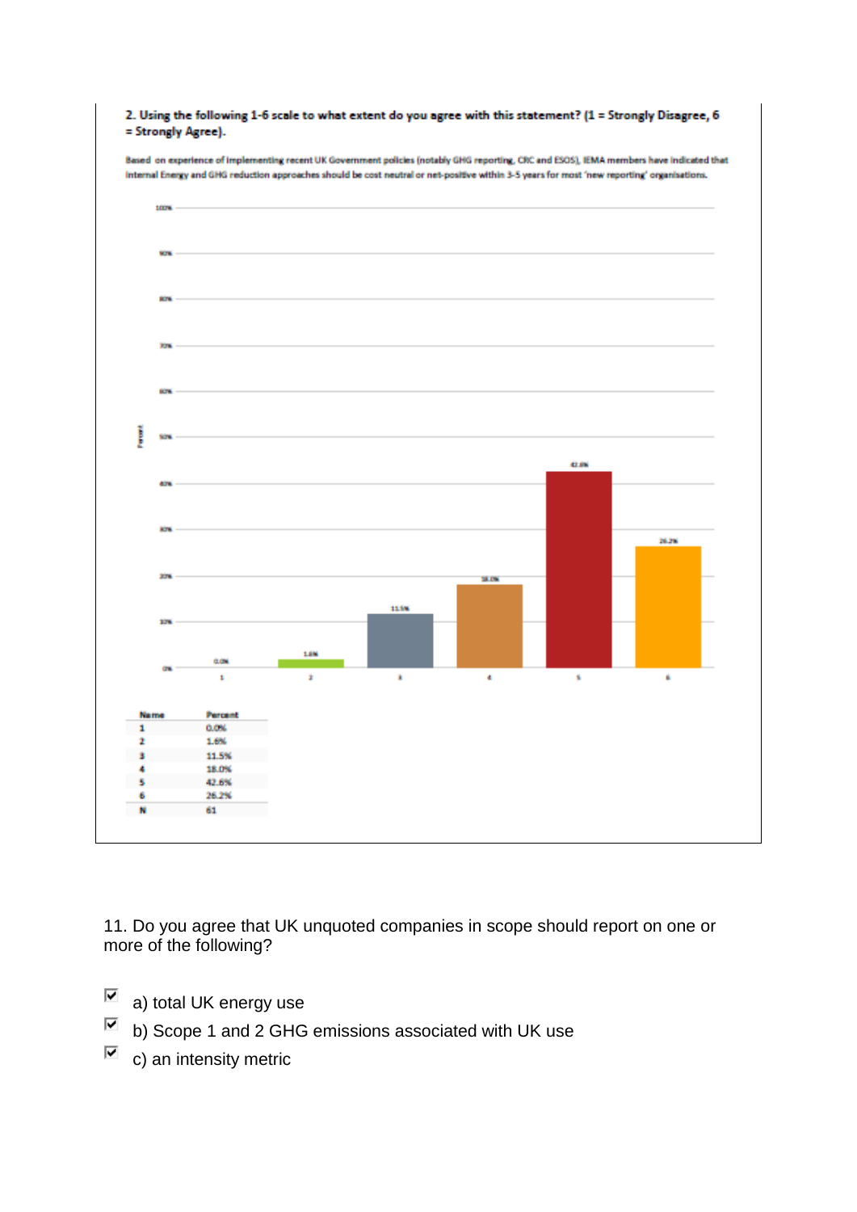2. Using the following 1-6 scale to what extent do you agree with this statement? (1 = Strongly Disagree, 6 = Strongly Agree).

Based on experience of implementing recent UK Government policies (notably GHG reporting, CRC and ESOS), IEMA members have indicated that internal Energy and GHG reduction approaches should be cost neutral or net-positive within 3-5 years for most 'new reporting' organisations.

| Name | Percent |
|---|---|
| 1 | 0.0% |
| 2 | 1.6% |
| 3 | 11.5% |
| 4 | 18.0% |
| 5 | 42.6% |
| 6 | 26.2% |
| N | 61 |

11. Do you agree that UK unquoted companies in scope should report on one or more of the following?

- ☑ a) total UK energy use
- ☑ b) Scope 1 and 2 GHG emissions associated with UK use
- ☑ c) an intensity metric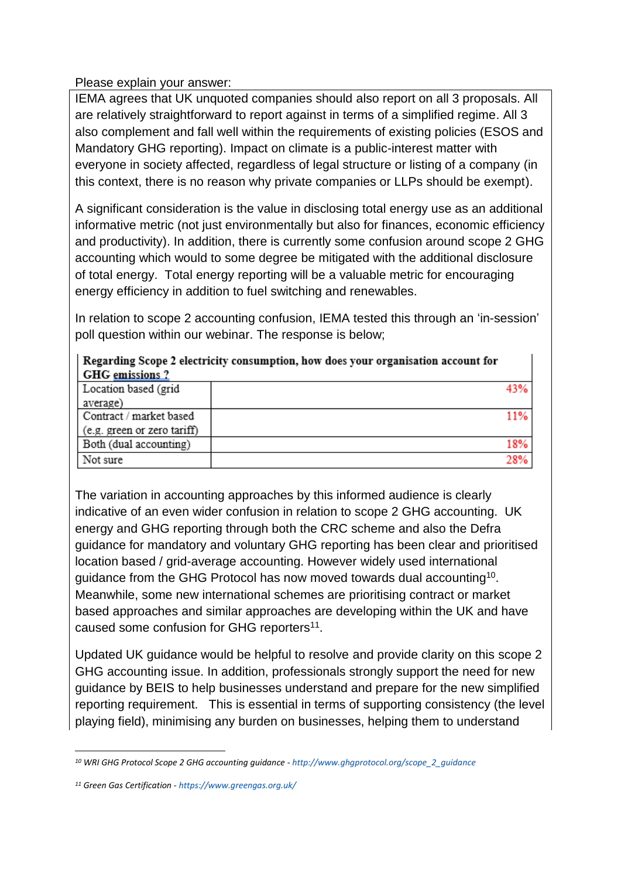Please explain your answer:

IEMA agrees that UK unquoted companies should also report on all 3 proposals. All are relatively straightforward to report against in terms of a simplified regime. All 3 also complement and fall well within the requirements of existing policies (ESOS and Mandatory GHG reporting). Impact on climate is a public-interest matter with everyone in society affected, regardless of legal structure or listing of a company (in this context, there is no reason why private companies or LLPs should be exempt).

A significant consideration is the value in disclosing total energy use as an additional informative metric (not just environmentally but also for finances, economic efficiency and productivity). In addition, there is currently some confusion around scope 2 GHG accounting which would to some degree be mitigated with the additional disclosure of total energy. Total energy reporting will be a valuable metric for encouraging energy efficiency in addition to fuel switching and renewables.

In relation to scope 2 accounting confusion, IEMA tested this through an 'in-session' poll question within our webinar. The response is below;

| **Regarding Scope 2 electricity consumption, how does your organisation account for GHG emissions ?** | |
|---|---|
| Location based (grid average) | 43% |
| Contract / market based (e.g. green or zero tariff) | 11% |
| Both (dual accounting) | 18% |
| Not sure | 28% |

The variation in accounting approaches by this informed audience is clearly indicative of an even wider confusion in relation to scope 2 GHG accounting. UK energy and GHG reporting through both the CRC scheme and also the Defra guidance for mandatory and voluntary GHG reporting has been clear and prioritised location based / grid-average accounting. However widely used international guidance from the GHG Protocol has now moved towards dual accounting[10]. Meanwhile, some new international schemes are prioritising contract or market based approaches and similar approaches are developing within the UK and have caused some confusion for GHG reporters[11].

Updated UK guidance would be helpful to resolve and provide clarity on this scope 2 GHG accounting issue. In addition, professionals strongly support the need for new guidance by BEIS to help businesses understand and prepare for the new simplified reporting requirement. This is essential in terms of supporting consistency (the level playing field), minimising any burden on businesses, helping them to understand

---

[10] *WRI GHG Protocol Scope 2 GHG accounting guidance - http://www.ghgprotocol.org/scope_2_guidance*

[11] *Green Gas Certification - https://www.greengas.org.uk/*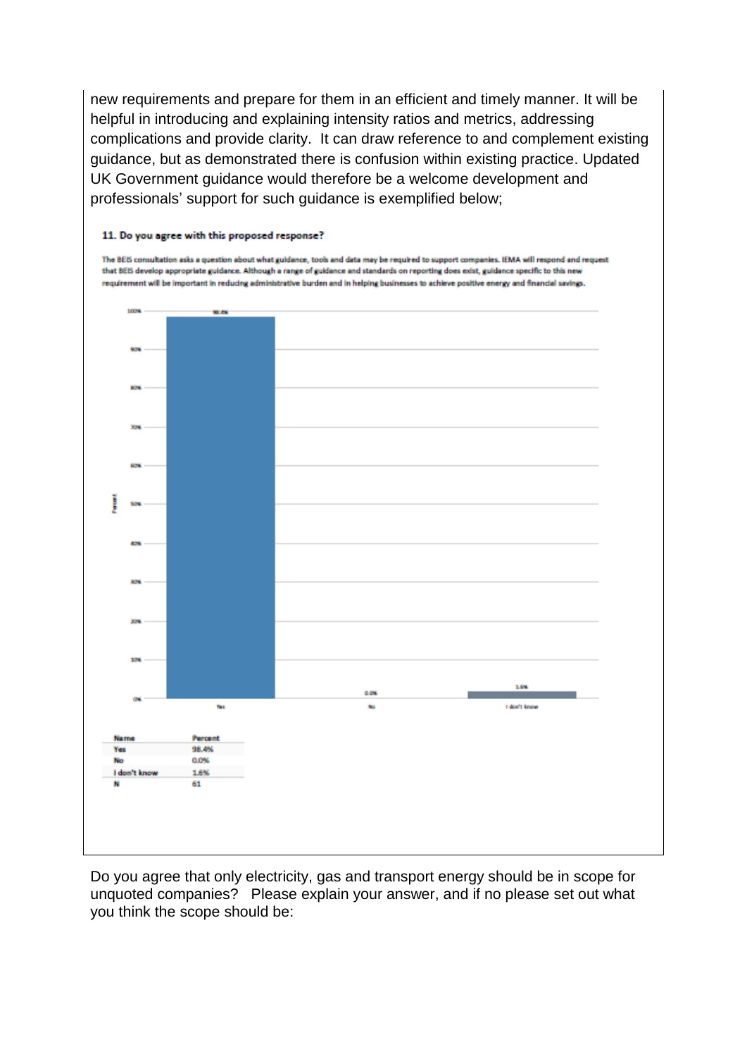new requirements and prepare for them in an efficient and timely manner. It will be helpful in introducing and explaining intensity ratios and metrics, addressing complications and provide clarity. It can draw reference to and complement existing guidance, but as demonstrated there is confusion within existing practice. Updated UK Government guidance would therefore be a welcome development and professionals' support for such guidance is exemplified below;

**11. Do you agree with this proposed response?**

The BEIS consultation asks a question about what guidance, tools and data may be required to support companies. IEMA will respond and request that BEIS develop appropriate guidance. Although a range of guidance and standards on reporting does exist, guidance specific to this new requirement will be important in reducing administrative burden and in helping businesses to achieve positive energy and financial savings.

| Name | Percent |
| --- | --- |
| Yes | 98.4% |
| No | 0.0% |
| I don't know | 1.6% |
| N | 61 |

Do you agree that only electricity, gas and transport energy should be in scope for unquoted companies? Please explain your answer, and if no please set out what you think the scope should be: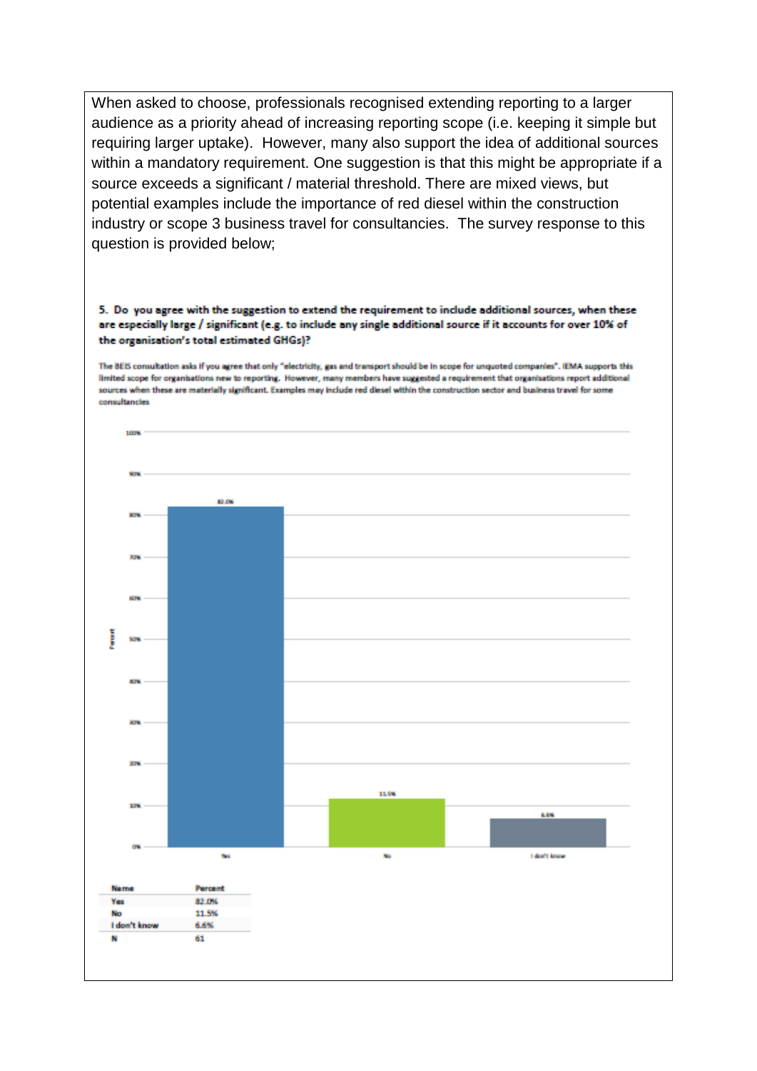When asked to choose, professionals recognised extending reporting to a larger audience as a priority ahead of increasing reporting scope (i.e. keeping it simple but requiring larger uptake). However, many also support the idea of additional sources within a mandatory requirement. One suggestion is that this might be appropriate if a source exceeds a significant / material threshold. There are mixed views, but potential examples include the importance of red diesel within the construction industry or scope 3 business travel for consultancies. The survey response to this question is provided below;

**5. Do you agree with the suggestion to extend the requirement to include additional sources, when these are especially large / significant (e.g. to include any single additional source if it accounts for over 10% of the organisation's total estimated GHGs)?**

The BEIS consultation asks if you agree that only "electricity, gas and transport should be in scope for unquoted companies". IEMA supports this limited scope for organisations new to reporting. However, many members have suggested a requirement that organisations report additional sources when these are materially significant. Examples may include red diesel within the construction sector and business travel for some consultancies

| Name | Percent |
|---|---|
| Yes | 82.0% |
| No | 11.5% |
| I don't know | 6.6% |
| N | 61 |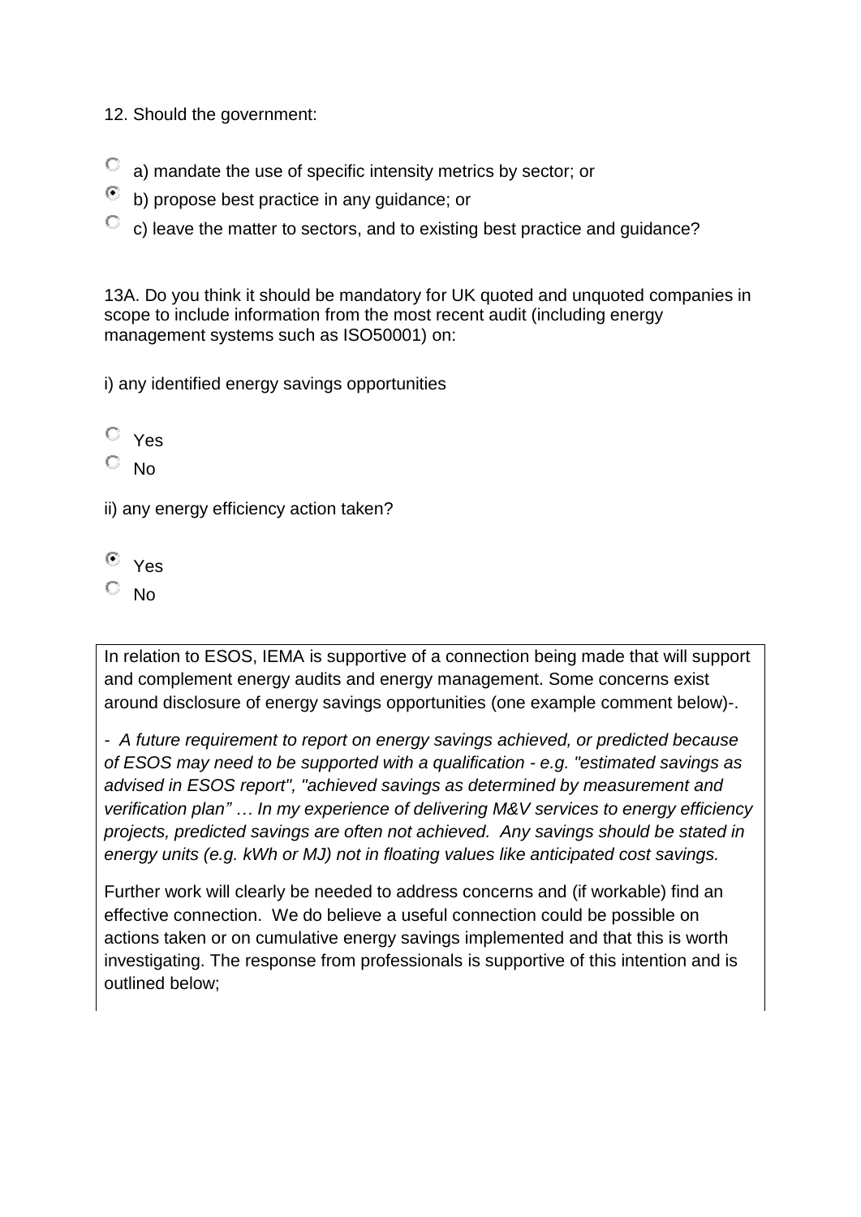12. Should the government:

- ○ a) mandate the use of specific intensity metrics by sector; or
- ◉ b) propose best practice in any guidance; or
- ○ c) leave the matter to sectors, and to existing best practice and guidance?

13A. Do you think it should be mandatory for UK quoted and unquoted companies in scope to include information from the most recent audit (including energy management systems such as ISO50001) on:

i) any identified energy savings opportunities

- ○ Yes
- ○ No

ii) any energy efficiency action taken?

- ◉ Yes
- ○ No

In relation to ESOS, IEMA is supportive of a connection being made that will support and complement energy audits and energy management. Some concerns exist around disclosure of energy savings opportunities (one example comment below)-.

*- A future requirement to report on energy savings achieved, or predicted because of ESOS may need to be supported with a qualification - e.g. "estimated savings as advised in ESOS report", "achieved savings as determined by measurement and verification plan" … In my experience of delivering M&V services to energy efficiency projects, predicted savings are often not achieved. Any savings should be stated in energy units (e.g. kWh or MJ) not in floating values like anticipated cost savings.*

Further work will clearly be needed to address concerns and (if workable) find an effective connection. We do believe a useful connection could be possible on actions taken or on cumulative energy savings implemented and that this is worth investigating. The response from professionals is supportive of this intention and is outlined below;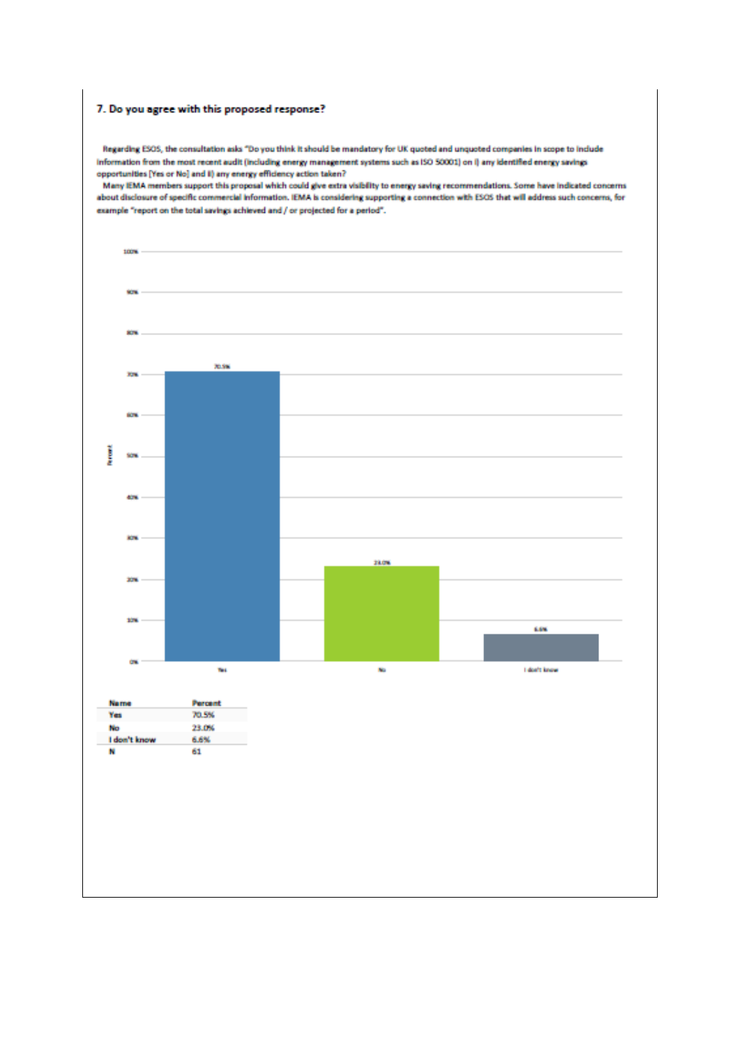### 7. Do you agree with this proposed response?

Regarding ESOS, the consultation asks "Do you think it should be mandatory for UK quoted and unquoted companies in scope to include information from the most recent audit (including energy management systems such as ISO 50001) on i) any identified energy savings opportunities [Yes or No] and ii) any energy efficiency action taken?

Many IEMA members support this proposal which could give extra visibility to energy saving recommendations. Some have indicated concerns about disclosure of specific commercial information. IEMA is considering supporting a connection with ESOS that will address such concerns, for example "report on the total savings achieved and / or projected for a period".

| Name | Percent |
|---|---|
| Yes | 70.5% |
| No | 23.0% |
| I don't know | 6.6% |
| N | 61 |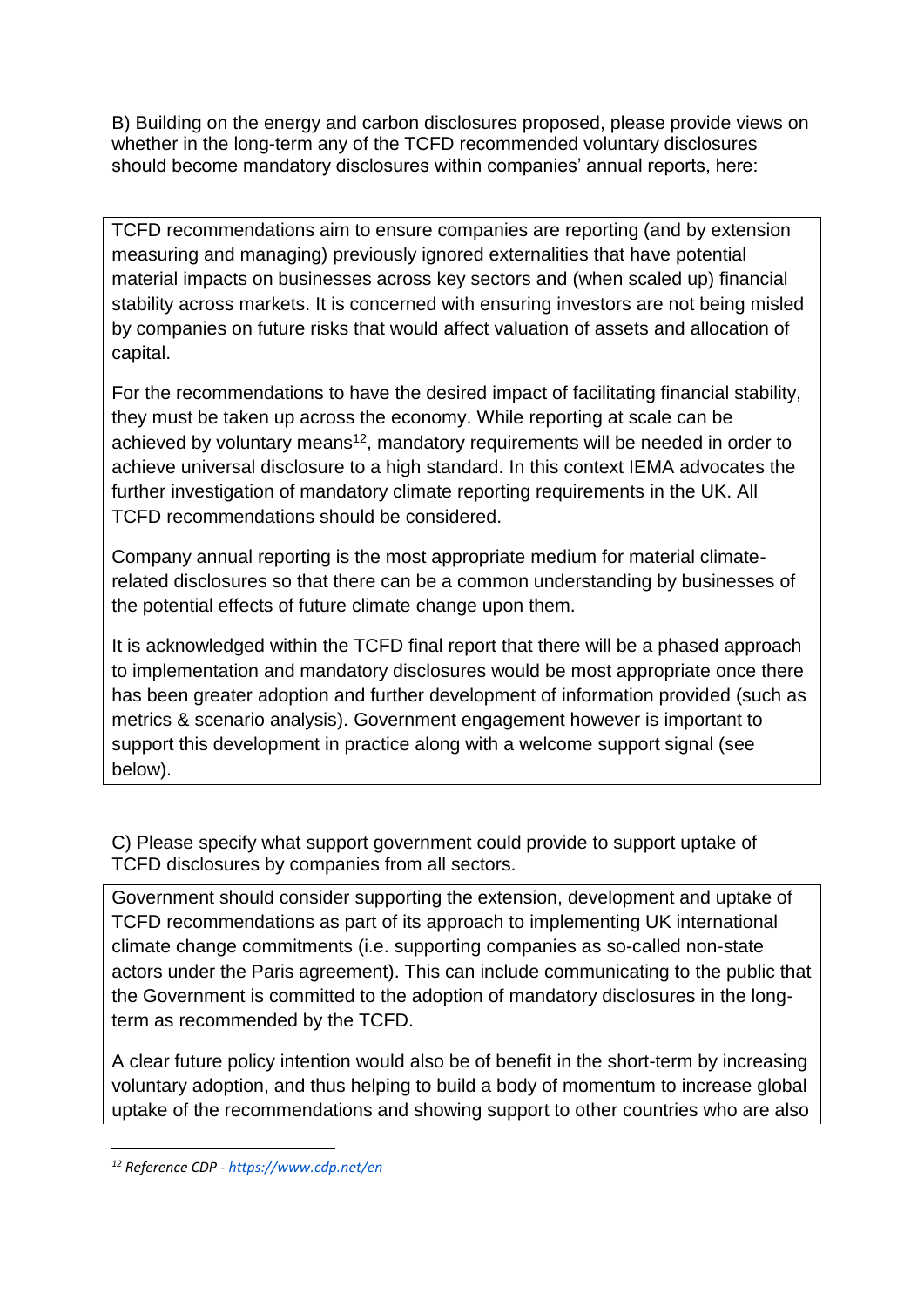B) Building on the energy and carbon disclosures proposed, please provide views on whether in the long-term any of the TCFD recommended voluntary disclosures should become mandatory disclosures within companies' annual reports, here:

TCFD recommendations aim to ensure companies are reporting (and by extension measuring and managing) previously ignored externalities that have potential material impacts on businesses across key sectors and (when scaled up) financial stability across markets. It is concerned with ensuring investors are not being misled by companies on future risks that would affect valuation of assets and allocation of capital.

For the recommendations to have the desired impact of facilitating financial stability, they must be taken up across the economy. While reporting at scale can be achieved by voluntary means[12], mandatory requirements will be needed in order to achieve universal disclosure to a high standard. In this context IEMA advocates the further investigation of mandatory climate reporting requirements in the UK. All TCFD recommendations should be considered.

Company annual reporting is the most appropriate medium for material climate-related disclosures so that there can be a common understanding by businesses of the potential effects of future climate change upon them.

It is acknowledged within the TCFD final report that there will be a phased approach to implementation and mandatory disclosures would be most appropriate once there has been greater adoption and further development of information provided (such as metrics & scenario analysis). Government engagement however is important to support this development in practice along with a welcome support signal (see below).

C) Please specify what support government could provide to support uptake of TCFD disclosures by companies from all sectors.

Government should consider supporting the extension, development and uptake of TCFD recommendations as part of its approach to implementing UK international climate change commitments (i.e. supporting companies as so-called non-state actors under the Paris agreement). This can include communicating to the public that the Government is committed to the adoption of mandatory disclosures in the long-term as recommended by the TCFD.

A clear future policy intention would also be of benefit in the short-term by increasing voluntary adoption, and thus helping to build a body of momentum to increase global uptake of the recommendations and showing support to other countries who are also

---

*[12] Reference CDP - https://www.cdp.net/en*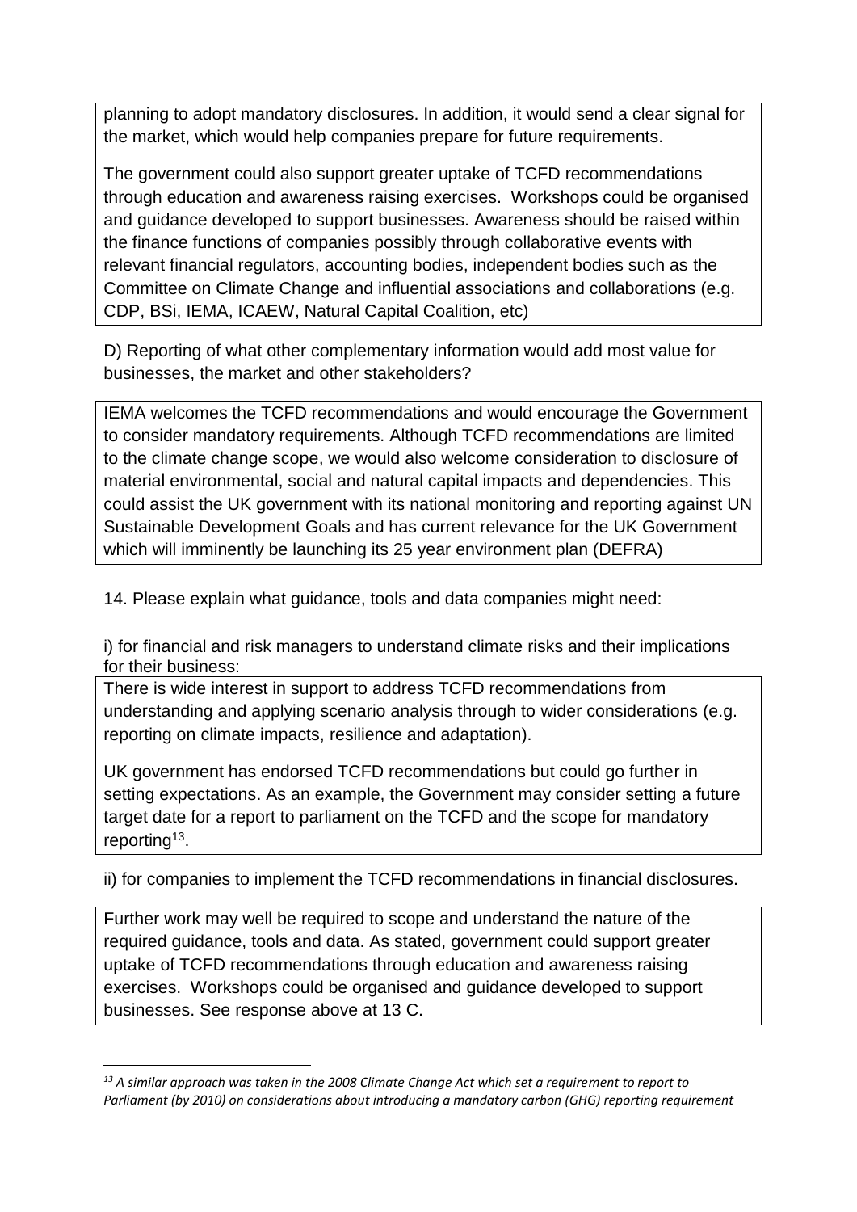planning to adopt mandatory disclosures. In addition, it would send a clear signal for the market, which would help companies prepare for future requirements.

The government could also support greater uptake of TCFD recommendations through education and awareness raising exercises. Workshops could be organised and guidance developed to support businesses. Awareness should be raised within the finance functions of companies possibly through collaborative events with relevant financial regulators, accounting bodies, independent bodies such as the Committee on Climate Change and influential associations and collaborations (e.g. CDP, BSi, IEMA, ICAEW, Natural Capital Coalition, etc)

D) Reporting of what other complementary information would add most value for businesses, the market and other stakeholders?

IEMA welcomes the TCFD recommendations and would encourage the Government to consider mandatory requirements. Although TCFD recommendations are limited to the climate change scope, we would also welcome consideration to disclosure of material environmental, social and natural capital impacts and dependencies. This could assist the UK government with its national monitoring and reporting against UN Sustainable Development Goals and has current relevance for the UK Government which will imminently be launching its 25 year environment plan (DEFRA)

14. Please explain what guidance, tools and data companies might need:

i) for financial and risk managers to understand climate risks and their implications for their business:

There is wide interest in support to address TCFD recommendations from understanding and applying scenario analysis through to wider considerations (e.g. reporting on climate impacts, resilience and adaptation).

UK government has endorsed TCFD recommendations but could go further in setting expectations. As an example, the Government may consider setting a future target date for a report to parliament on the TCFD and the scope for mandatory reporting[13].

ii) for companies to implement the TCFD recommendations in financial disclosures.

Further work may well be required to scope and understand the nature of the required guidance, tools and data. As stated, government could support greater uptake of TCFD recommendations through education and awareness raising exercises. Workshops could be organised and guidance developed to support businesses. See response above at 13 C.

---

[13] *A similar approach was taken in the 2008 Climate Change Act which set a requirement to report to Parliament (by 2010) on considerations about introducing a mandatory carbon (GHG) reporting requirement*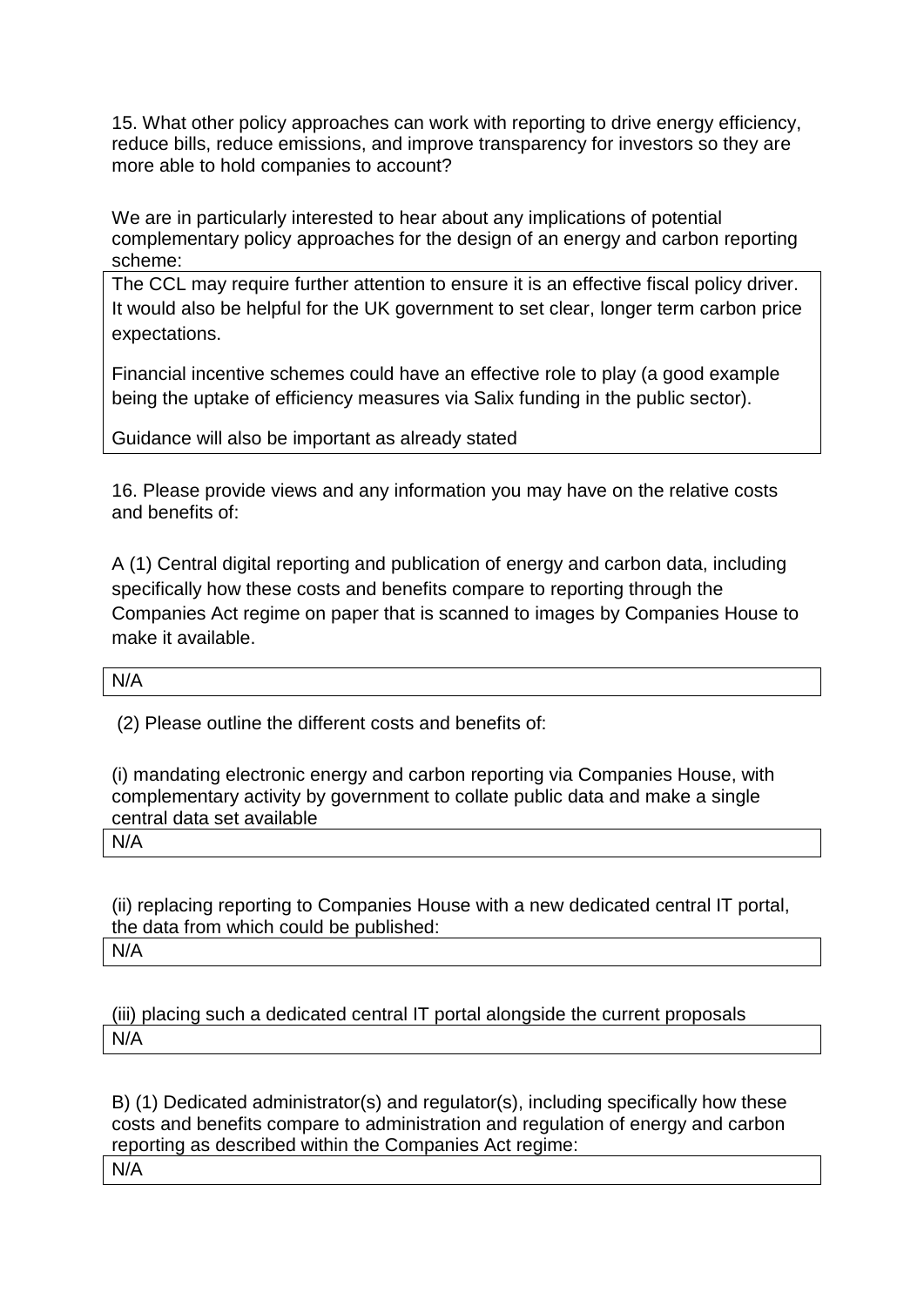15. What other policy approaches can work with reporting to drive energy efficiency, reduce bills, reduce emissions, and improve transparency for investors so they are more able to hold companies to account?

We are in particularly interested to hear about any implications of potential complementary policy approaches for the design of an energy and carbon reporting scheme:

The CCL may require further attention to ensure it is an effective fiscal policy driver. It would also be helpful for the UK government to set clear, longer term carbon price expectations.

Financial incentive schemes could have an effective role to play (a good example being the uptake of efficiency measures via Salix funding in the public sector).

Guidance will also be important as already stated

16. Please provide views and any information you may have on the relative costs and benefits of:

A (1) Central digital reporting and publication of energy and carbon data, including specifically how these costs and benefits compare to reporting through the Companies Act regime on paper that is scanned to images by Companies House to make it available.

N/A

(2) Please outline the different costs and benefits of:

(i) mandating electronic energy and carbon reporting via Companies House, with complementary activity by government to collate public data and make a single central data set available

N/A

(ii) replacing reporting to Companies House with a new dedicated central IT portal, the data from which could be published:

N/A

(iii) placing such a dedicated central IT portal alongside the current proposals

N/A

B) (1) Dedicated administrator(s) and regulator(s), including specifically how these costs and benefits compare to administration and regulation of energy and carbon reporting as described within the Companies Act regime:

N/A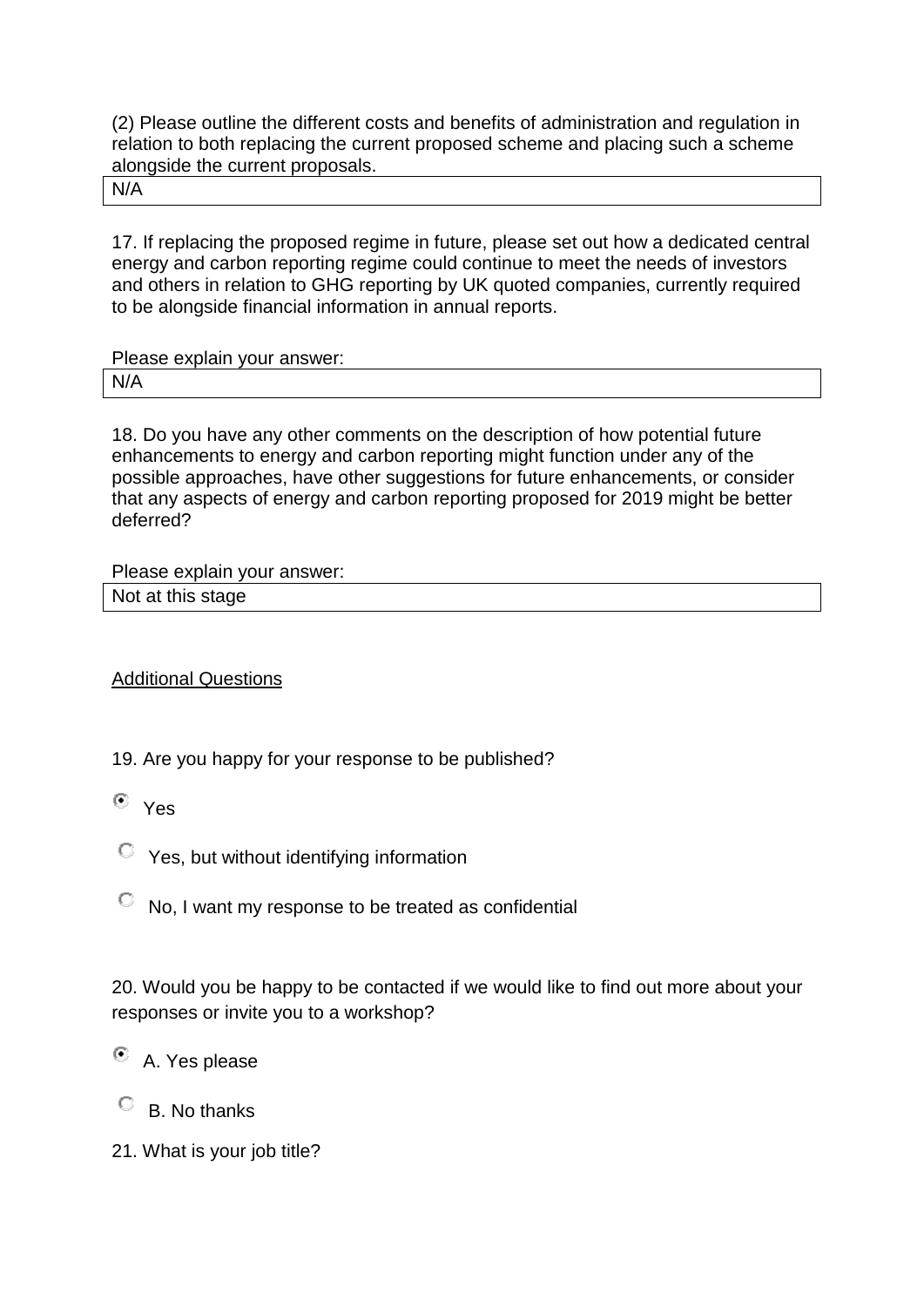(2) Please outline the different costs and benefits of administration and regulation in relation to both replacing the current proposed scheme and placing such a scheme alongside the current proposals.

| N/A |
|---|

17. If replacing the proposed regime in future, please set out how a dedicated central energy and carbon reporting regime could continue to meet the needs of investors and others in relation to GHG reporting by UK quoted companies, currently required to be alongside financial information in annual reports.

Please explain your answer:

| N/A |
|---|

18. Do you have any other comments on the description of how potential future enhancements to energy and carbon reporting might function under any of the possible approaches, have other suggestions for future enhancements, or consider that any aspects of energy and carbon reporting proposed for 2019 might be better deferred?

Please explain your answer:

| Not at this stage |
|---|

<u>Additional Questions</u>

19. Are you happy for your response to be published?

- (x) Yes
- ( ) Yes, but without identifying information
- ( ) No, I want my response to be treated as confidential

20. Would you be happy to be contacted if we would like to find out more about your responses or invite you to a workshop?

- (x) A. Yes please
- ( ) B. No thanks

21. What is your job title?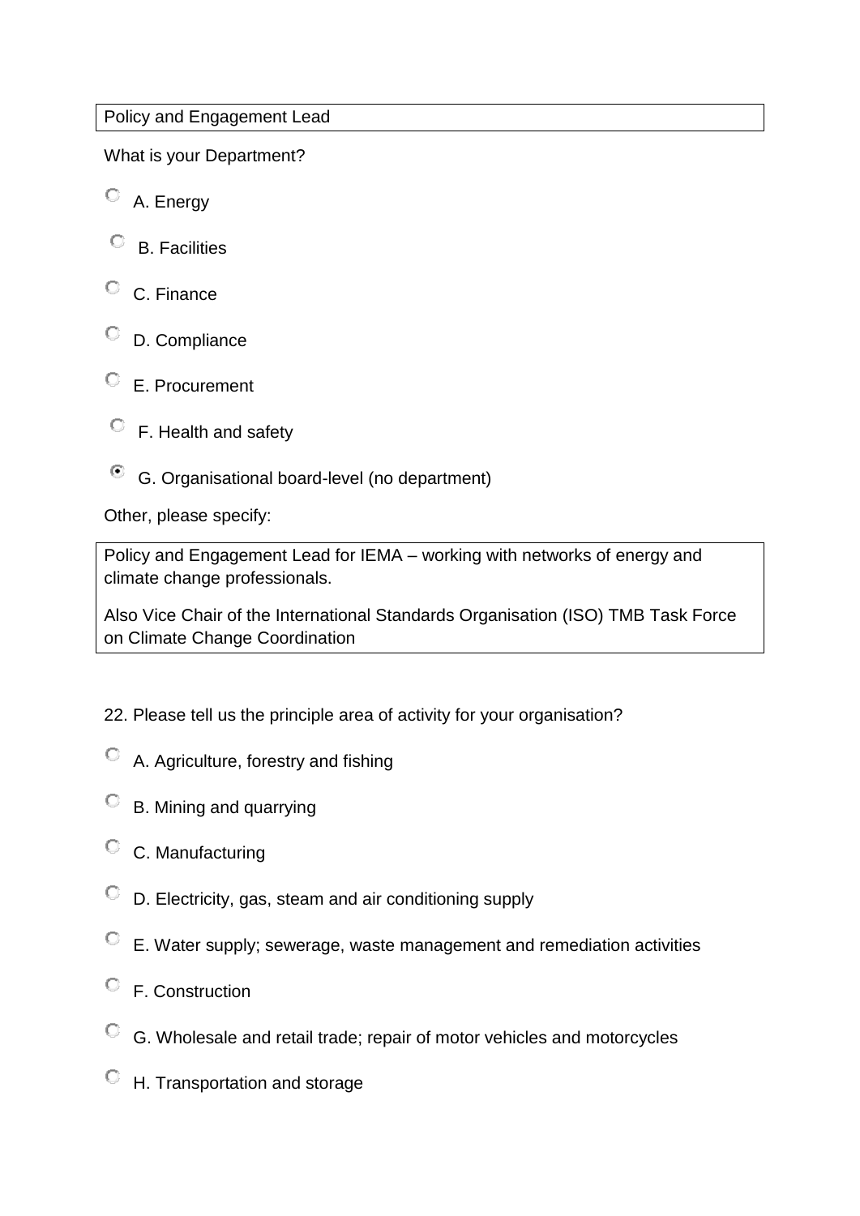Policy and Engagement Lead

What is your Department?

- ○ A. Energy
- ○ B. Facilities
- ○ C. Finance
- ○ D. Compliance
- ○ E. Procurement
- ○ F. Health and safety
- ◉ G. Organisational board-level (no department)

Other, please specify:

Policy and Engagement Lead for IEMA – working with networks of energy and climate change professionals.

Also Vice Chair of the International Standards Organisation (ISO) TMB Task Force on Climate Change Coordination

22. Please tell us the principle area of activity for your organisation?

- ○ A. Agriculture, forestry and fishing
- ○ B. Mining and quarrying
- ○ C. Manufacturing
- ○ D. Electricity, gas, steam and air conditioning supply
- ○ E. Water supply; sewerage, waste management and remediation activities
- ○ F. Construction
- ○ G. Wholesale and retail trade; repair of motor vehicles and motorcycles
- ○ H. Transportation and storage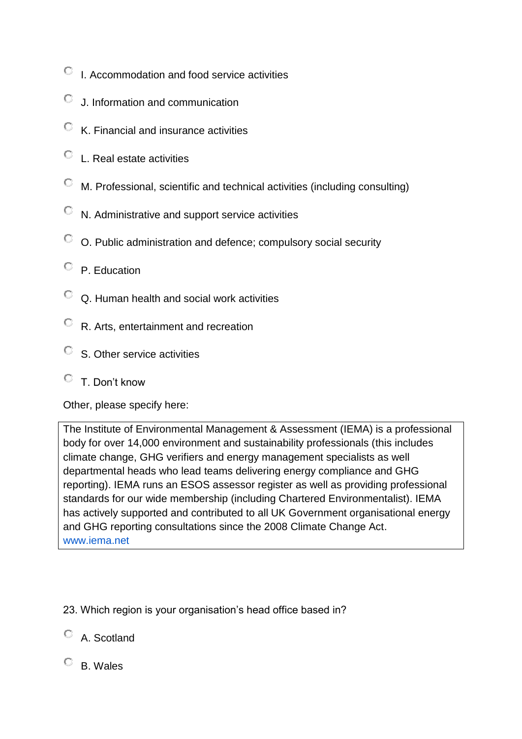- I. Accommodation and food service activities
- J. Information and communication
- K. Financial and insurance activities
- L. Real estate activities
- M. Professional, scientific and technical activities (including consulting)
- N. Administrative and support service activities
- O. Public administration and defence; compulsory social security
- P. Education
- Q. Human health and social work activities
- R. Arts, entertainment and recreation
- S. Other service activities
- T. Don't know

Other, please specify here:

> The Institute of Environmental Management & Assessment (IEMA) is a professional body for over 14,000 environment and sustainability professionals (this includes climate change, GHG verifiers and energy management specialists as well departmental heads who lead teams delivering energy compliance and GHG reporting). IEMA runs an ESOS assessor register as well as providing professional standards for our wide membership (including Chartered Environmentalist). IEMA has actively supported and contributed to all UK Government organisational energy and GHG reporting consultations since the 2008 Climate Change Act.
> www.iema.net

23. Which region is your organisation's head office based in?

- A. Scotland
- B. Wales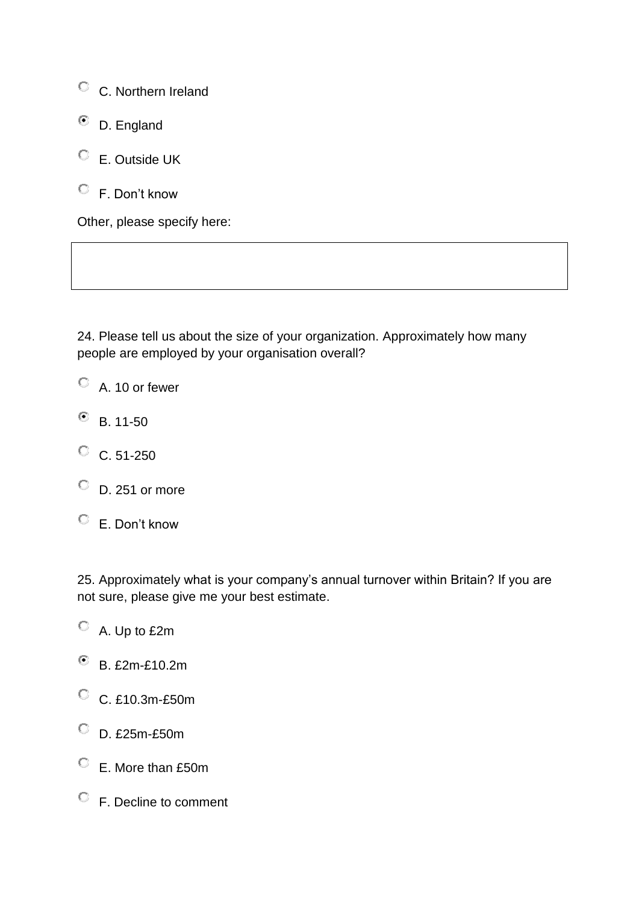- ○ C. Northern Ireland
- ◉ D. England
- ○ E. Outside UK
- ○ F. Don't know

Other, please specify here:

| |
|---|
| |

24. Please tell us about the size of your organization. Approximately how many people are employed by your organisation overall?

- ○ A. 10 or fewer
- ◉ B. 11-50
- ○ C. 51-250
- ○ D. 251 or more
- ○ E. Don't know

25. Approximately what is your company's annual turnover within Britain? If you are not sure, please give me your best estimate.

- ○ A. Up to £2m
- ◉ B. £2m-£10.2m
- ○ C. £10.3m-£50m
- ○ D. £25m-£50m
- ○ E. More than £50m
- ○ F. Decline to comment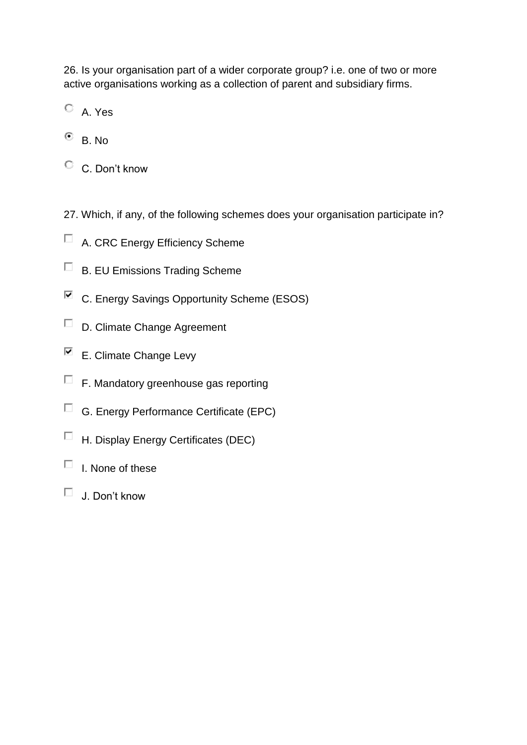26. Is your organisation part of a wider corporate group? i.e. one of two or more active organisations working as a collection of parent and subsidiary firms.

- ○ A. Yes
- ◉ B. No
- ○ C. Don’t know

27. Which, if any, of the following schemes does your organisation participate in?

- [ ] A. CRC Energy Efficiency Scheme
- [ ] B. EU Emissions Trading Scheme
- [x] C. Energy Savings Opportunity Scheme (ESOS)
- [ ] D. Climate Change Agreement
- [x] E. Climate Change Levy
- [ ] F. Mandatory greenhouse gas reporting
- [ ] G. Energy Performance Certificate (EPC)
- [ ] H. Display Energy Certificates (DEC)
- [ ] I. None of these
- [ ] J. Don’t know